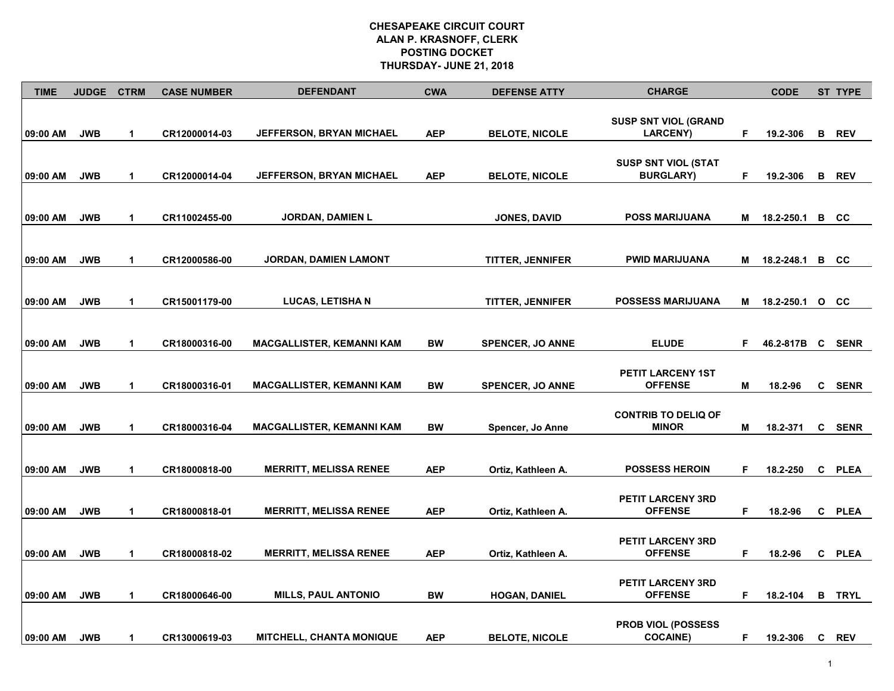# CHESAPEAKE CIRCUIT COURT
## ALAN P. KRASNOFF, CLERK
## POSTING DOCKET
## THURSDAY- JUNE 21, 2018

| TIME | JUDGE | CTRM | CASE NUMBER | DEFENDANT | CWA | DEFENSE ATTY | CHARGE | | CODE | ST | TYPE |
|---|---|---|---|---|---|---|---|---|---|---|---|
| 09:00 AM | JWB | 1 | CR12000014-03 | JEFFERSON, BRYAN MICHAEL | AEP | BELOTE, NICOLE | SUSP SNT VIOL (GRAND LARCENY) | F | 19.2-306 | B | REV |
| 09:00 AM | JWB | 1 | CR12000014-04 | JEFFERSON, BRYAN MICHAEL | AEP | BELOTE, NICOLE | SUSP SNT VIOL (STAT BURGLARY) | F | 19.2-306 | B | REV |
| 09:00 AM | JWB | 1 | CR11002455-00 | JORDAN, DAMIEN L | | JONES, DAVID | POSS MARIJUANA | M | 18.2-250.1 | B | CC |
| 09:00 AM | JWB | 1 | CR12000586-00 | JORDAN, DAMIEN LAMONT | | TITTER, JENNIFER | PWID MARIJUANA | M | 18.2-248.1 | B | CC |
| 09:00 AM | JWB | 1 | CR15001179-00 | LUCAS, LETISHA N | | TITTER, JENNIFER | POSSESS MARIJUANA | M | 18.2-250.1 | O | CC |
| 09:00 AM | JWB | 1 | CR18000316-00 | MACGALLISTER, KEMANNI KAM | BW | SPENCER, JO ANNE | ELUDE | F | 46.2-817B | C | SENR |
| 09:00 AM | JWB | 1 | CR18000316-01 | MACGALLISTER, KEMANNI KAM | BW | SPENCER, JO ANNE | PETIT LARCENY 1ST OFFENSE | M | 18.2-96 | C | SENR |
| 09:00 AM | JWB | 1 | CR18000316-04 | MACGALLISTER, KEMANNI KAM | BW | Spencer, Jo Anne | CONTRIB TO DELIQ OF MINOR | M | 18.2-371 | C | SENR |
| 09:00 AM | JWB | 1 | CR18000818-00 | MERRITT, MELISSA RENEE | AEP | Ortiz, Kathleen A. | POSSESS HEROIN | F | 18.2-250 | C | PLEA |
| 09:00 AM | JWB | 1 | CR18000818-01 | MERRITT, MELISSA RENEE | AEP | Ortiz, Kathleen A. | PETIT LARCENY 3RD OFFENSE | F | 18.2-96 | C | PLEA |
| 09:00 AM | JWB | 1 | CR18000818-02 | MERRITT, MELISSA RENEE | AEP | Ortiz, Kathleen A. | PETIT LARCENY 3RD OFFENSE | F | 18.2-96 | C | PLEA |
| 09:00 AM | JWB | 1 | CR18000646-00 | MILLS, PAUL ANTONIO | BW | HOGAN, DANIEL | PETIT LARCENY 3RD OFFENSE | F | 18.2-104 | B | TRYL |
| 09:00 AM | JWB | 1 | CR13000619-03 | MITCHELL, CHANTA MONIQUE | AEP | BELOTE, NICOLE | PROB VIOL (POSSESS COCAINE) | F | 19.2-306 | C | REV |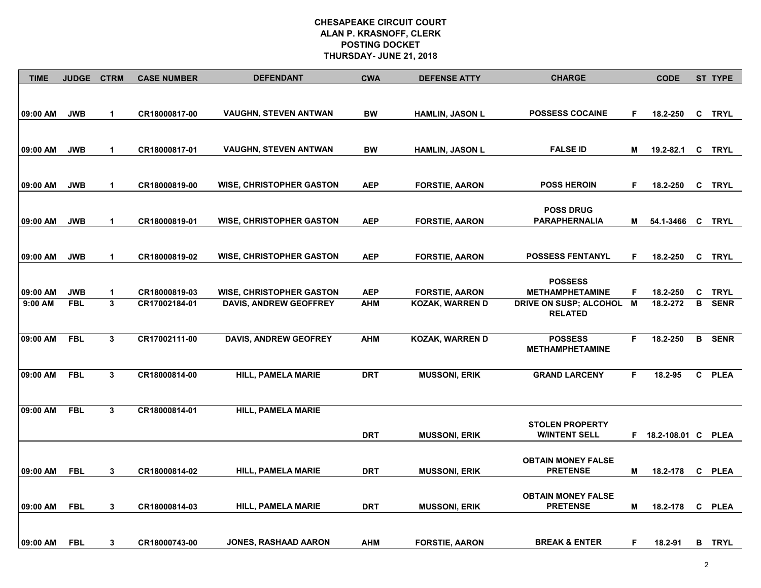# CHESAPEAKE CIRCUIT COURT
## ALAN P. KRASNOFF, CLERK
## POSTING DOCKET
## THURSDAY- JUNE 21, 2018

| TIME | JUDGE | CTRM | CASE NUMBER | DEFENDANT | CWA | DEFENSE ATTY | CHARGE | | CODE | ST | TYPE |
|---|---|---|---|---|---|---|---|---|---|---|---|
| 09:00 AM | JWB | 1 | CR18000817-00 | VAUGHN, STEVEN ANTWAN | BW | HAMLIN, JASON L | POSSESS COCAINE | F | 18.2-250 | C | TRYL |
| 09:00 AM | JWB | 1 | CR18000817-01 | VAUGHN, STEVEN ANTWAN | BW | HAMLIN, JASON L | FALSE ID | M | 19.2-82.1 | C | TRYL |
| 09:00 AM | JWB | 1 | CR18000819-00 | WISE, CHRISTOPHER GASTON | AEP | FORSTIE, AARON | POSS HEROIN | F | 18.2-250 | C | TRYL |
| 09:00 AM | JWB | 1 | CR18000819-01 | WISE, CHRISTOPHER GASTON | AEP | FORSTIE, AARON | POSS DRUG PARAPHERNALIA | M | 54.1-3466 | C | TRYL |
| 09:00 AM | JWB | 1 | CR18000819-02 | WISE, CHRISTOPHER GASTON | AEP | FORSTIE, AARON | POSSESS FENTANYL | F | 18.2-250 | C | TRYL |
| 09:00 AM | JWB | 1 | CR18000819-03 | WISE, CHRISTOPHER GASTON | AEP | FORSTIE, AARON | POSSESS METHAMPHETAMINE | F | 18.2-250 | C | TRYL |
| 9:00 AM | FBL | 3 | CR17002184-01 | DAVIS, ANDREW GEOFFREY | AHM | KOZAK, WARREN D | DRIVE ON SUSP; ALCOHOL RELATED | M | 18.2-272 | B | SENR |
| 09:00 AM | FBL | 3 | CR17002111-00 | DAVIS, ANDREW GEOFREY | AHM | KOZAK, WARREN D | POSSESS METHAMPHETAMINE | F | 18.2-250 | B | SENR |
| 09:00 AM | FBL | 3 | CR18000814-00 | HILL, PAMELA MARIE | DRT | MUSSONI, ERIK | GRAND LARCENY | F | 18.2-95 | C | PLEA |
| 09:00 AM | FBL | 3 | CR18000814-01 | HILL, PAMELA MARIE | DRT | MUSSONI, ERIK | STOLEN PROPERTY W/INTENT SELL | F | 18.2-108.01 | C | PLEA |
| 09:00 AM | FBL | 3 | CR18000814-02 | HILL, PAMELA MARIE | DRT | MUSSONI, ERIK | OBTAIN MONEY FALSE PRETENSE | M | 18.2-178 | C | PLEA |
| 09:00 AM | FBL | 3 | CR18000814-03 | HILL, PAMELA MARIE | DRT | MUSSONI, ERIK | OBTAIN MONEY FALSE PRETENSE | M | 18.2-178 | C | PLEA |
| 09:00 AM | FBL | 3 | CR18000743-00 | JONES, RASHAAD AARON | AHM | FORSTIE, AARON | BREAK & ENTER | F | 18.2-91 | B | TRYL |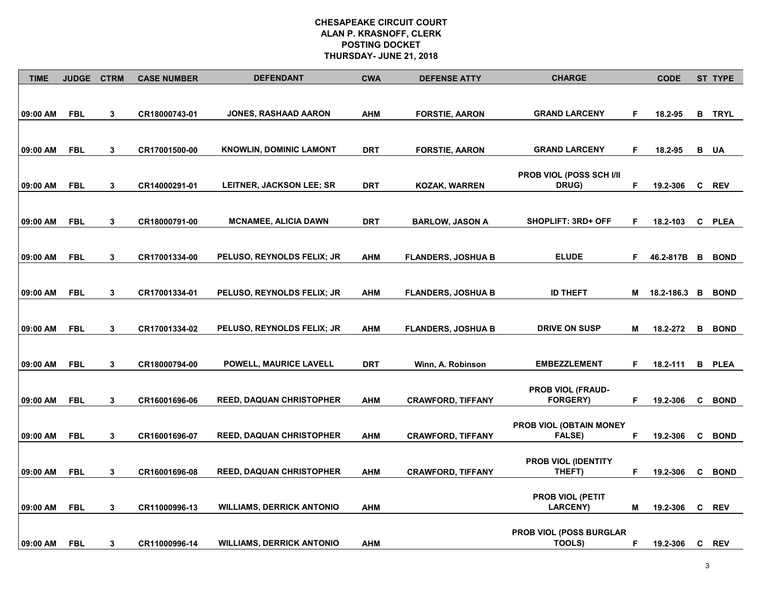# CHESAPEAKE CIRCUIT COURT
## ALAN P. KRASNOFF, CLERK
## POSTING DOCKET
## THURSDAY- JUNE 21, 2018

| TIME | JUDGE | CTRM | CASE NUMBER | DEFENDANT | CWA | DEFENSE ATTY | CHARGE | | CODE | ST | TYPE |
|---|---|---|---|---|---|---|---|---|---|---|---|
| 09:00 AM | FBL | 3 | CR18000743-01 | JONES, RASHAAD AARON | AHM | FORSTIE, AARON | GRAND LARCENY | F | 18.2-95 | B | TRYL |
| 09:00 AM | FBL | 3 | CR17001500-00 | KNOWLIN, DOMINIC LAMONT | DRT | FORSTIE, AARON | GRAND LARCENY | F | 18.2-95 | B | UA |
| 09:00 AM | FBL | 3 | CR14000291-01 | LEITNER, JACKSON LEE; SR | DRT | KOZAK, WARREN | PROB VIOL (POSS SCH I/II DRUG) | F | 19.2-306 | C | REV |
| 09:00 AM | FBL | 3 | CR18000791-00 | MCNAMEE, ALICIA DAWN | DRT | BARLOW, JASON A | SHOPLIFT: 3RD+ OFF | F | 18.2-103 | C | PLEA |
| 09:00 AM | FBL | 3 | CR17001334-00 | PELUSO, REYNOLDS FELIX; JR | AHM | FLANDERS, JOSHUA B | ELUDE | F | 46.2-817B | B | BOND |
| 09:00 AM | FBL | 3 | CR17001334-01 | PELUSO, REYNOLDS FELIX; JR | AHM | FLANDERS, JOSHUA B | ID THEFT | M | 18.2-186.3 | B | BOND |
| 09:00 AM | FBL | 3 | CR17001334-02 | PELUSO, REYNOLDS FELIX; JR | AHM | FLANDERS, JOSHUA B | DRIVE ON SUSP | M | 18.2-272 | B | BOND |
| 09:00 AM | FBL | 3 | CR18000794-00 | POWELL, MAURICE LAVELL | DRT | Winn, A. Robinson | EMBEZZLEMENT | F | 18.2-111 | B | PLEA |
| 09:00 AM | FBL | 3 | CR16001696-06 | REED, DAQUAN CHRISTOPHER | AHM | CRAWFORD, TIFFANY | PROB VIOL (FRAUD-FORGERY) | F | 19.2-306 | C | BOND |
| 09:00 AM | FBL | 3 | CR16001696-07 | REED, DAQUAN CHRISTOPHER | AHM | CRAWFORD, TIFFANY | PROB VIOL (OBTAIN MONEY FALSE) | F | 19.2-306 | C | BOND |
| 09:00 AM | FBL | 3 | CR16001696-08 | REED, DAQUAN CHRISTOPHER | AHM | CRAWFORD, TIFFANY | PROB VIOL (IDENTITY THEFT) | F | 19.2-306 | C | BOND |
| 09:00 AM | FBL | 3 | CR11000996-13 | WILLIAMS, DERRICK ANTONIO | AHM | | PROB VIOL (PETIT LARCENY) | M | 19.2-306 | C | REV |
| 09:00 AM | FBL | 3 | CR11000996-14 | WILLIAMS, DERRICK ANTONIO | AHM | | PROB VIOL (POSS BURGLAR TOOLS) | F | 19.2-306 | C | REV |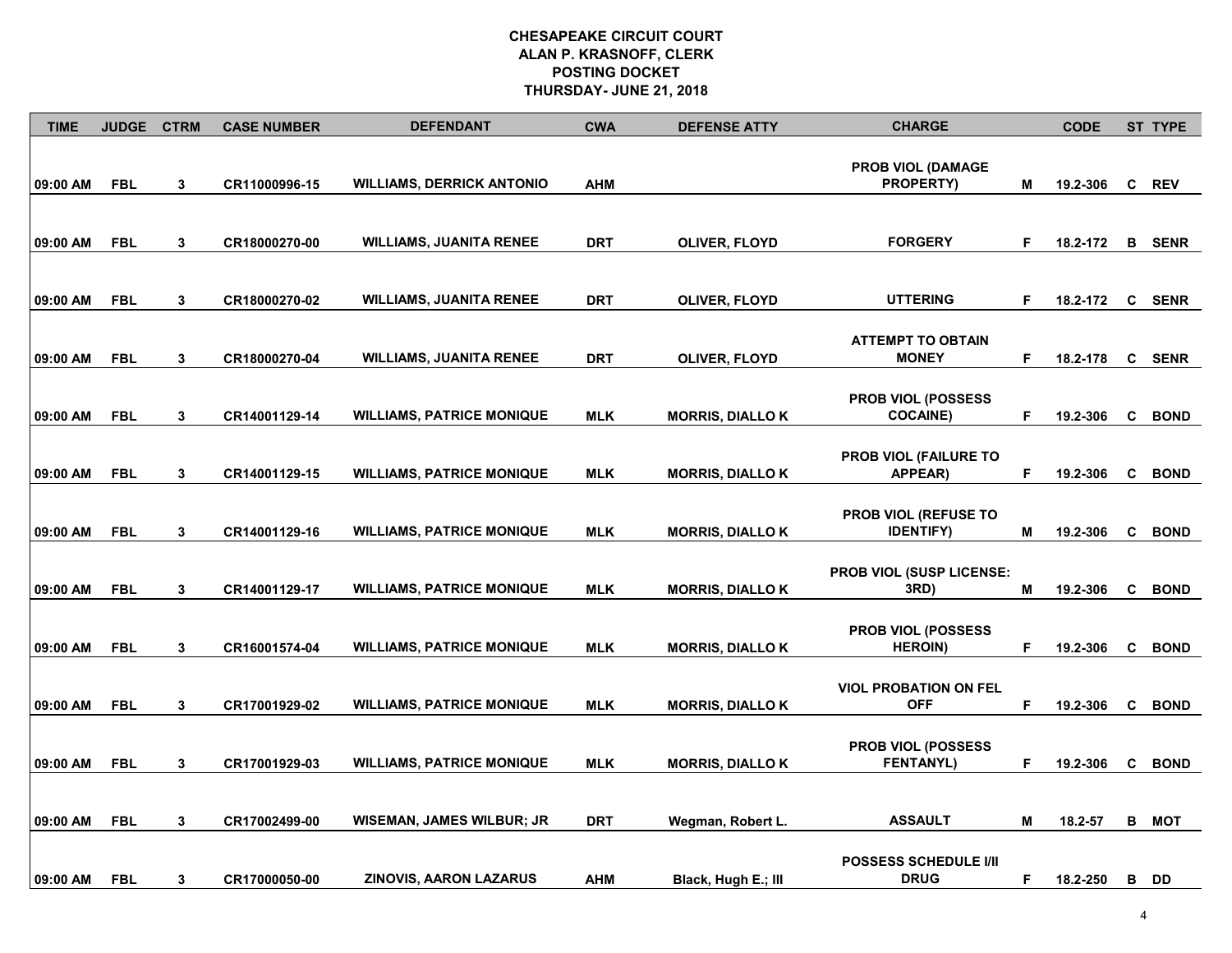# CHESAPEAKE CIRCUIT COURT
## ALAN P. KRASNOFF, CLERK
## POSTING DOCKET
## THURSDAY- JUNE 21, 2018

| TIME | JUDGE | CTRM | CASE NUMBER | DEFENDANT | CWA | DEFENSE ATTY | CHARGE | | CODE | ST | TYPE |
|---|---|---|---|---|---|---|---|---|---|---|---|
| 09:00 AM | FBL | 3 | CR11000996-15 | WILLIAMS, DERRICK ANTONIO | AHM | | PROB VIOL (DAMAGE PROPERTY) | M | 19.2-306 | C | REV |
| 09:00 AM | FBL | 3 | CR18000270-00 | WILLIAMS, JUANITA RENEE | DRT | OLIVER, FLOYD | FORGERY | F | 18.2-172 | B | SENR |
| 09:00 AM | FBL | 3 | CR18000270-02 | WILLIAMS, JUANITA RENEE | DRT | OLIVER, FLOYD | UTTERING | F | 18.2-172 | C | SENR |
| 09:00 AM | FBL | 3 | CR18000270-04 | WILLIAMS, JUANITA RENEE | DRT | OLIVER, FLOYD | ATTEMPT TO OBTAIN MONEY | F | 18.2-178 | C | SENR |
| 09:00 AM | FBL | 3 | CR14001129-14 | WILLIAMS, PATRICE MONIQUE | MLK | MORRIS, DIALLO K | PROB VIOL (POSSESS COCAINE) | F | 19.2-306 | C | BOND |
| 09:00 AM | FBL | 3 | CR14001129-15 | WILLIAMS, PATRICE MONIQUE | MLK | MORRIS, DIALLO K | PROB VIOL (FAILURE TO APPEAR) | F | 19.2-306 | C | BOND |
| 09:00 AM | FBL | 3 | CR14001129-16 | WILLIAMS, PATRICE MONIQUE | MLK | MORRIS, DIALLO K | PROB VIOL (REFUSE TO IDENTIFY) | M | 19.2-306 | C | BOND |
| 09:00 AM | FBL | 3 | CR14001129-17 | WILLIAMS, PATRICE MONIQUE | MLK | MORRIS, DIALLO K | PROB VIOL (SUSP LICENSE: 3RD) | M | 19.2-306 | C | BOND |
| 09:00 AM | FBL | 3 | CR16001574-04 | WILLIAMS, PATRICE MONIQUE | MLK | MORRIS, DIALLO K | PROB VIOL (POSSESS HEROIN) | F | 19.2-306 | C | BOND |
| 09:00 AM | FBL | 3 | CR17001929-02 | WILLIAMS, PATRICE MONIQUE | MLK | MORRIS, DIALLO K | VIOL PROBATION ON FEL OFF | F | 19.2-306 | C | BOND |
| 09:00 AM | FBL | 3 | CR17001929-03 | WILLIAMS, PATRICE MONIQUE | MLK | MORRIS, DIALLO K | PROB VIOL (POSSESS FENTANYL) | F | 19.2-306 | C | BOND |
| 09:00 AM | FBL | 3 | CR17002499-00 | WISEMAN, JAMES WILBUR; JR | DRT | Wegman, Robert L. | ASSAULT | M | 18.2-57 | B | MOT |
| 09:00 AM | FBL | 3 | CR17000050-00 | ZINOVIS, AARON LAZARUS | AHM | Black, Hugh E.; III | POSSESS SCHEDULE I/II DRUG | F | 18.2-250 | B | DD |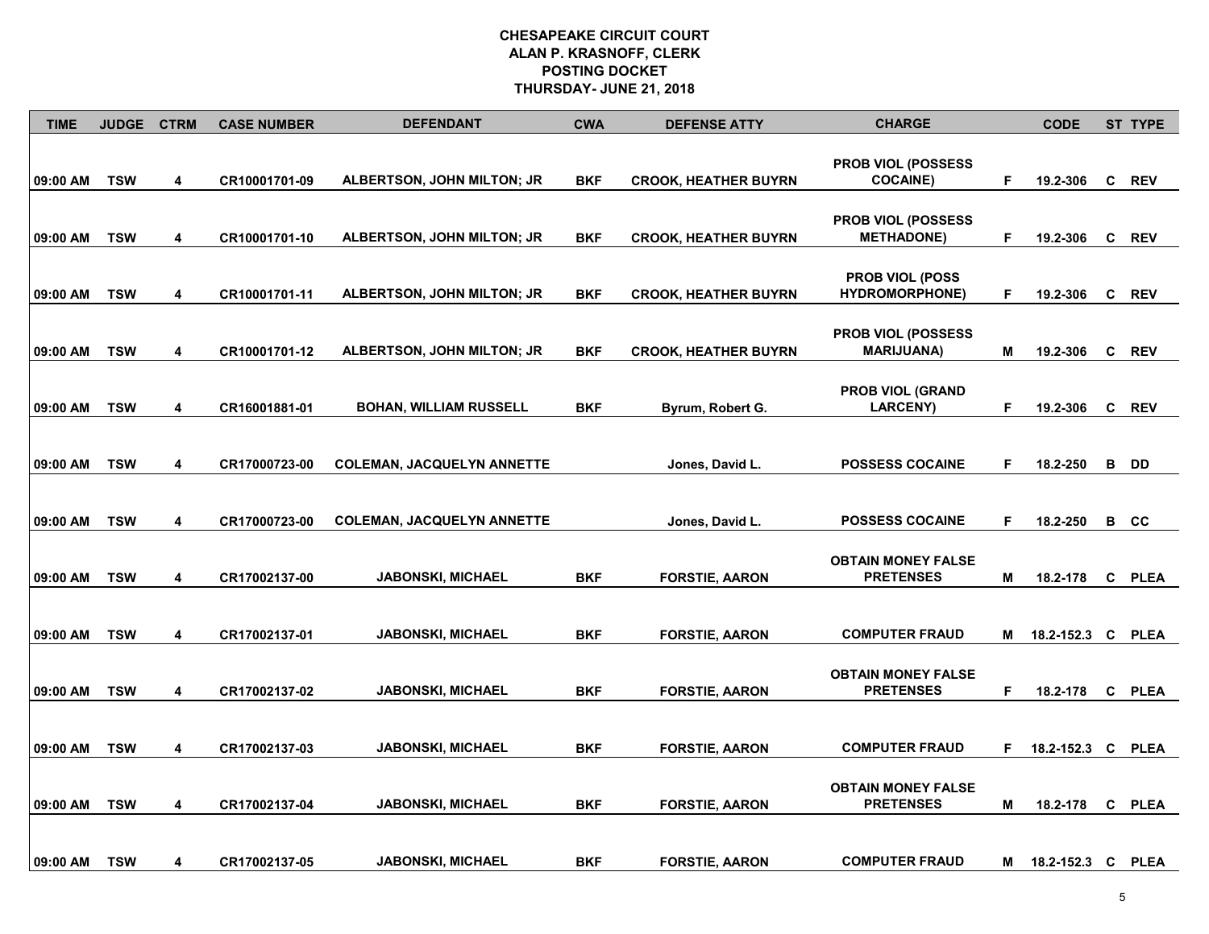# CHESAPEAKE CIRCUIT COURT
## ALAN P. KRASNOFF, CLERK
## POSTING DOCKET
## THURSDAY- JUNE 21, 2018

| TIME | JUDGE | CTRM | CASE NUMBER | DEFENDANT | CWA | DEFENSE ATTY | CHARGE | | CODE | ST | TYPE |
|---|---|---|---|---|---|---|---|---|---|---|---|
| 09:00 AM | TSW | 4 | CR10001701-09 | ALBERTSON, JOHN MILTON; JR | BKF | CROOK, HEATHER BUYRN | PROB VIOL (POSSESS COCAINE) | F | 19.2-306 | C | REV |
| 09:00 AM | TSW | 4 | CR10001701-10 | ALBERTSON, JOHN MILTON; JR | BKF | CROOK, HEATHER BUYRN | PROB VIOL (POSSESS METHADONE) | F | 19.2-306 | C | REV |
| 09:00 AM | TSW | 4 | CR10001701-11 | ALBERTSON, JOHN MILTON; JR | BKF | CROOK, HEATHER BUYRN | PROB VIOL (POSS HYDROMORPHONE) | F | 19.2-306 | C | REV |
| 09:00 AM | TSW | 4 | CR10001701-12 | ALBERTSON, JOHN MILTON; JR | BKF | CROOK, HEATHER BUYRN | PROB VIOL (POSSESS MARIJUANA) | M | 19.2-306 | C | REV |
| 09:00 AM | TSW | 4 | CR16001881-01 | BOHAN, WILLIAM RUSSELL | BKF | Byrum, Robert G. | PROB VIOL (GRAND LARCENY) | F | 19.2-306 | C | REV |
| 09:00 AM | TSW | 4 | CR17000723-00 | COLEMAN, JACQUELYN ANNETTE | | Jones, David L. | POSSESS COCAINE | F | 18.2-250 | B | DD |
| 09:00 AM | TSW | 4 | CR17000723-00 | COLEMAN, JACQUELYN ANNETTE | | Jones, David L. | POSSESS COCAINE | F | 18.2-250 | B | CC |
| 09:00 AM | TSW | 4 | CR17002137-00 | JABONSKI, MICHAEL | BKF | FORSTIE, AARON | OBTAIN MONEY FALSE PRETENSES | M | 18.2-178 | C | PLEA |
| 09:00 AM | TSW | 4 | CR17002137-01 | JABONSKI, MICHAEL | BKF | FORSTIE, AARON | COMPUTER FRAUD | M | 18.2-152.3 | C | PLEA |
| 09:00 AM | TSW | 4 | CR17002137-02 | JABONSKI, MICHAEL | BKF | FORSTIE, AARON | OBTAIN MONEY FALSE PRETENSES | F | 18.2-178 | C | PLEA |
| 09:00 AM | TSW | 4 | CR17002137-03 | JABONSKI, MICHAEL | BKF | FORSTIE, AARON | COMPUTER FRAUD | F | 18.2-152.3 | C | PLEA |
| 09:00 AM | TSW | 4 | CR17002137-04 | JABONSKI, MICHAEL | BKF | FORSTIE, AARON | OBTAIN MONEY FALSE PRETENSES | M | 18.2-178 | C | PLEA |
| 09:00 AM | TSW | 4 | CR17002137-05 | JABONSKI, MICHAEL | BKF | FORSTIE, AARON | COMPUTER FRAUD | M | 18.2-152.3 | C | PLEA |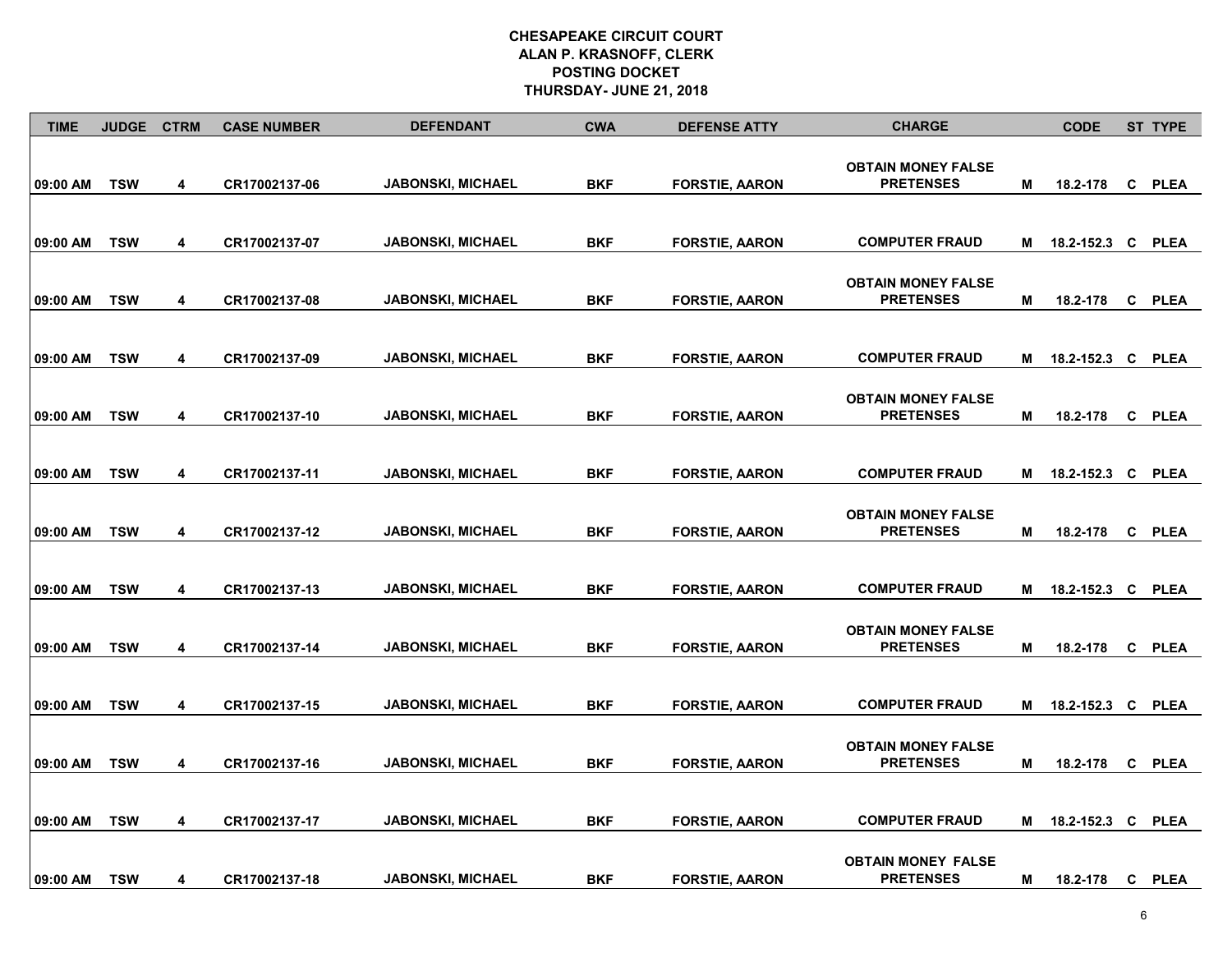**CHESAPEAKE CIRCUIT COURT**
**ALAN P. KRASNOFF, CLERK**
**POSTING DOCKET**
**THURSDAY- JUNE 21, 2018**

| TIME | JUDGE | CTRM | CASE NUMBER | DEFENDANT | CWA | DEFENSE ATTY | CHARGE | | CODE | ST | TYPE |
|---|---|---|---|---|---|---|---|---|---|---|---|
| 09:00 AM | TSW | 4 | CR17002137-06 | JABONSKI, MICHAEL | BKF | FORSTIE, AARON | OBTAIN MONEY FALSE PRETENSES | M | 18.2-178 | C | PLEA |
| 09:00 AM | TSW | 4 | CR17002137-07 | JABONSKI, MICHAEL | BKF | FORSTIE, AARON | COMPUTER FRAUD | M | 18.2-152.3 | C | PLEA |
| 09:00 AM | TSW | 4 | CR17002137-08 | JABONSKI, MICHAEL | BKF | FORSTIE, AARON | OBTAIN MONEY FALSE PRETENSES | M | 18.2-178 | C | PLEA |
| 09:00 AM | TSW | 4 | CR17002137-09 | JABONSKI, MICHAEL | BKF | FORSTIE, AARON | COMPUTER FRAUD | M | 18.2-152.3 | C | PLEA |
| 09:00 AM | TSW | 4 | CR17002137-10 | JABONSKI, MICHAEL | BKF | FORSTIE, AARON | OBTAIN MONEY FALSE PRETENSES | M | 18.2-178 | C | PLEA |
| 09:00 AM | TSW | 4 | CR17002137-11 | JABONSKI, MICHAEL | BKF | FORSTIE, AARON | COMPUTER FRAUD | M | 18.2-152.3 | C | PLEA |
| 09:00 AM | TSW | 4 | CR17002137-12 | JABONSKI, MICHAEL | BKF | FORSTIE, AARON | OBTAIN MONEY FALSE PRETENSES | M | 18.2-178 | C | PLEA |
| 09:00 AM | TSW | 4 | CR17002137-13 | JABONSKI, MICHAEL | BKF | FORSTIE, AARON | COMPUTER FRAUD | M | 18.2-152.3 | C | PLEA |
| 09:00 AM | TSW | 4 | CR17002137-14 | JABONSKI, MICHAEL | BKF | FORSTIE, AARON | OBTAIN MONEY FALSE PRETENSES | M | 18.2-178 | C | PLEA |
| 09:00 AM | TSW | 4 | CR17002137-15 | JABONSKI, MICHAEL | BKF | FORSTIE, AARON | COMPUTER FRAUD | M | 18.2-152.3 | C | PLEA |
| 09:00 AM | TSW | 4 | CR17002137-16 | JABONSKI, MICHAEL | BKF | FORSTIE, AARON | OBTAIN MONEY FALSE PRETENSES | M | 18.2-178 | C | PLEA |
| 09:00 AM | TSW | 4 | CR17002137-17 | JABONSKI, MICHAEL | BKF | FORSTIE, AARON | COMPUTER FRAUD | M | 18.2-152.3 | C | PLEA |
| 09:00 AM | TSW | 4 | CR17002137-18 | JABONSKI, MICHAEL | BKF | FORSTIE, AARON | OBTAIN MONEY FALSE PRETENSES | M | 18.2-178 | C | PLEA |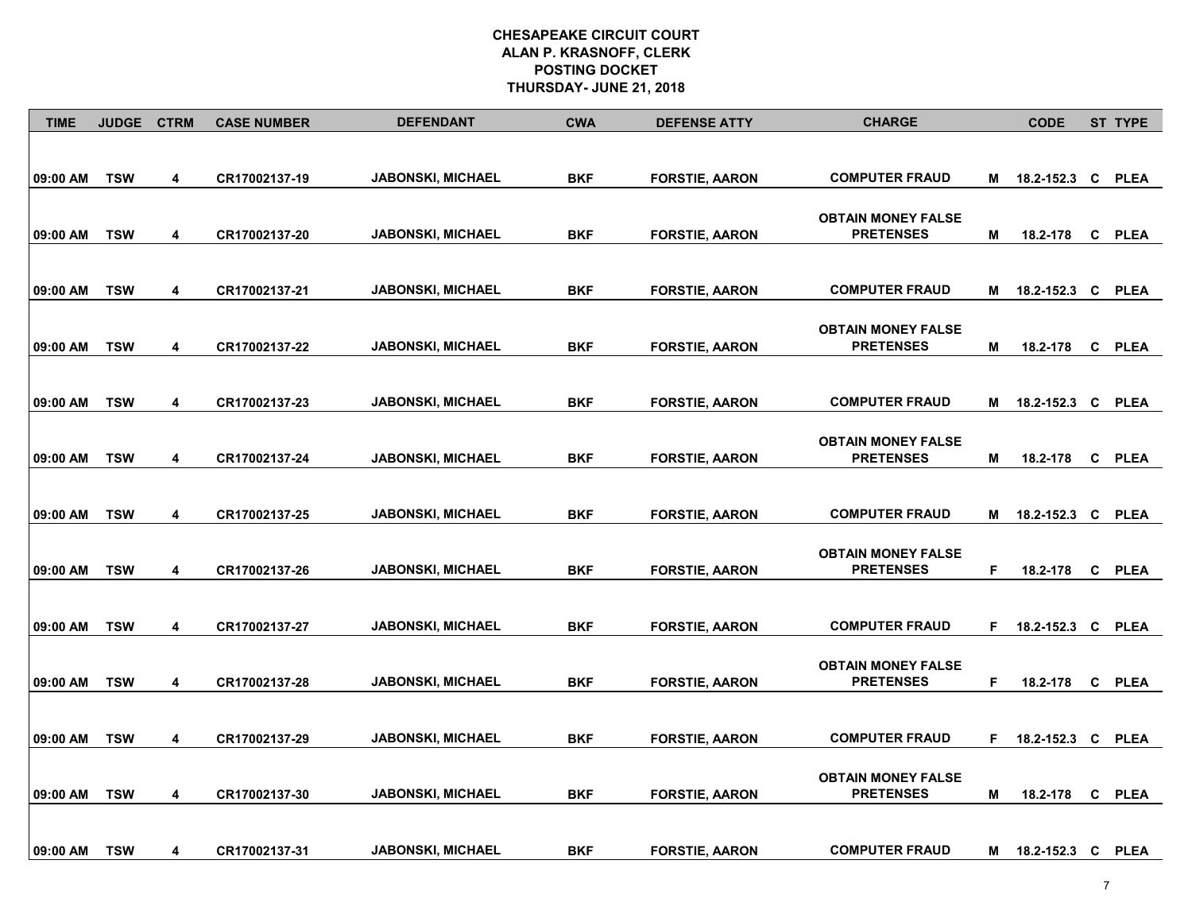**CHESAPEAKE CIRCUIT COURT**
**ALAN P. KRASNOFF, CLERK**
**POSTING DOCKET**
**THURSDAY- JUNE 21, 2018**

| TIME | JUDGE | CTRM | CASE NUMBER | DEFENDANT | CWA | DEFENSE ATTY | CHARGE | | CODE | ST | TYPE |
|---|---|---|---|---|---|---|---|---|---|---|---|
| 09:00 AM | TSW | 4 | CR17002137-19 | JABONSKI, MICHAEL | BKF | FORSTIE, AARON | COMPUTER FRAUD | M | 18.2-152.3 | C | PLEA |
| 09:00 AM | TSW | 4 | CR17002137-20 | JABONSKI, MICHAEL | BKF | FORSTIE, AARON | OBTAIN MONEY FALSE PRETENSES | M | 18.2-178 | C | PLEA |
| 09:00 AM | TSW | 4 | CR17002137-21 | JABONSKI, MICHAEL | BKF | FORSTIE, AARON | COMPUTER FRAUD | M | 18.2-152.3 | C | PLEA |
| 09:00 AM | TSW | 4 | CR17002137-22 | JABONSKI, MICHAEL | BKF | FORSTIE, AARON | OBTAIN MONEY FALSE PRETENSES | M | 18.2-178 | C | PLEA |
| 09:00 AM | TSW | 4 | CR17002137-23 | JABONSKI, MICHAEL | BKF | FORSTIE, AARON | COMPUTER FRAUD | M | 18.2-152.3 | C | PLEA |
| 09:00 AM | TSW | 4 | CR17002137-24 | JABONSKI, MICHAEL | BKF | FORSTIE, AARON | OBTAIN MONEY FALSE PRETENSES | M | 18.2-178 | C | PLEA |
| 09:00 AM | TSW | 4 | CR17002137-25 | JABONSKI, MICHAEL | BKF | FORSTIE, AARON | COMPUTER FRAUD | M | 18.2-152.3 | C | PLEA |
| 09:00 AM | TSW | 4 | CR17002137-26 | JABONSKI, MICHAEL | BKF | FORSTIE, AARON | OBTAIN MONEY FALSE PRETENSES | F | 18.2-178 | C | PLEA |
| 09:00 AM | TSW | 4 | CR17002137-27 | JABONSKI, MICHAEL | BKF | FORSTIE, AARON | COMPUTER FRAUD | F | 18.2-152.3 | C | PLEA |
| 09:00 AM | TSW | 4 | CR17002137-28 | JABONSKI, MICHAEL | BKF | FORSTIE, AARON | OBTAIN MONEY FALSE PRETENSES | F | 18.2-178 | C | PLEA |
| 09:00 AM | TSW | 4 | CR17002137-29 | JABONSKI, MICHAEL | BKF | FORSTIE, AARON | COMPUTER FRAUD | F | 18.2-152.3 | C | PLEA |
| 09:00 AM | TSW | 4 | CR17002137-30 | JABONSKI, MICHAEL | BKF | FORSTIE, AARON | OBTAIN MONEY FALSE PRETENSES | M | 18.2-178 | C | PLEA |
| 09:00 AM | TSW | 4 | CR17002137-31 | JABONSKI, MICHAEL | BKF | FORSTIE, AARON | COMPUTER FRAUD | M | 18.2-152.3 | C | PLEA |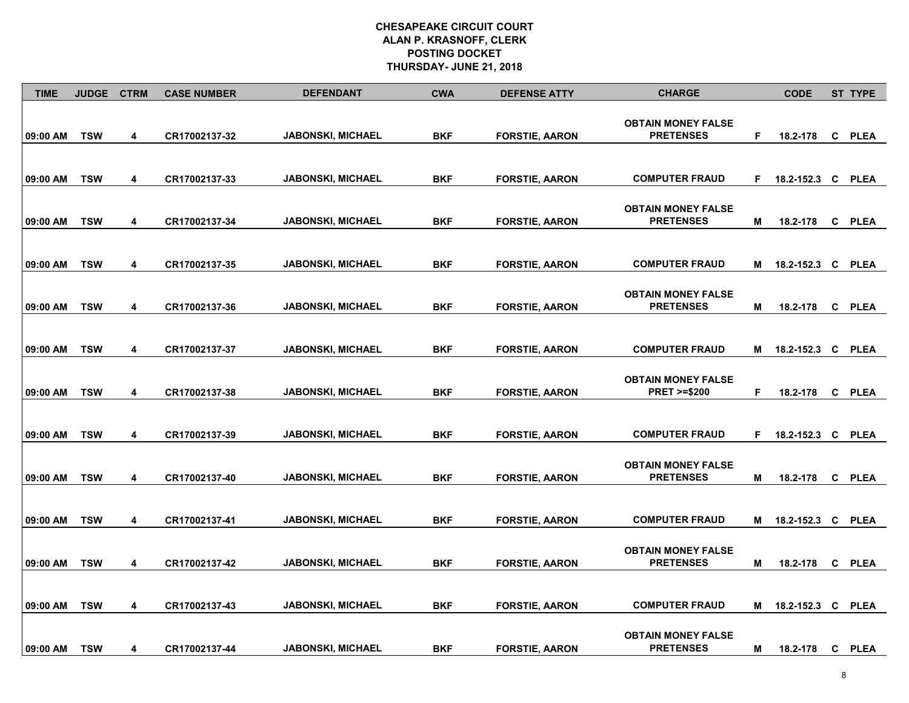# CHESAPEAKE CIRCUIT COURT
## ALAN P. KRASNOFF, CLERK
## POSTING DOCKET
## THURSDAY- JUNE 21, 2018

| TIME | JUDGE | CTRM | CASE NUMBER | DEFENDANT | CWA | DEFENSE ATTY | CHARGE | | CODE | ST | TYPE |
|---|---|---|---|---|---|---|---|---|---|---|---|
| 09:00 AM | TSW | 4 | CR17002137-32 | JABONSKI, MICHAEL | BKF | FORSTIE, AARON | OBTAIN MONEY FALSE PRETENSES | F | 18.2-178 | C | PLEA |
| 09:00 AM | TSW | 4 | CR17002137-33 | JABONSKI, MICHAEL | BKF | FORSTIE, AARON | COMPUTER FRAUD | F | 18.2-152.3 | C | PLEA |
| 09:00 AM | TSW | 4 | CR17002137-34 | JABONSKI, MICHAEL | BKF | FORSTIE, AARON | OBTAIN MONEY FALSE PRETENSES | M | 18.2-178 | C | PLEA |
| 09:00 AM | TSW | 4 | CR17002137-35 | JABONSKI, MICHAEL | BKF | FORSTIE, AARON | COMPUTER FRAUD | M | 18.2-152.3 | C | PLEA |
| 09:00 AM | TSW | 4 | CR17002137-36 | JABONSKI, MICHAEL | BKF | FORSTIE, AARON | OBTAIN MONEY FALSE PRETENSES | M | 18.2-178 | C | PLEA |
| 09:00 AM | TSW | 4 | CR17002137-37 | JABONSKI, MICHAEL | BKF | FORSTIE, AARON | COMPUTER FRAUD | M | 18.2-152.3 | C | PLEA |
| 09:00 AM | TSW | 4 | CR17002137-38 | JABONSKI, MICHAEL | BKF | FORSTIE, AARON | OBTAIN MONEY FALSE PRET >=$200 | F | 18.2-178 | C | PLEA |
| 09:00 AM | TSW | 4 | CR17002137-39 | JABONSKI, MICHAEL | BKF | FORSTIE, AARON | COMPUTER FRAUD | F | 18.2-152.3 | C | PLEA |
| 09:00 AM | TSW | 4 | CR17002137-40 | JABONSKI, MICHAEL | BKF | FORSTIE, AARON | OBTAIN MONEY FALSE PRETENSES | M | 18.2-178 | C | PLEA |
| 09:00 AM | TSW | 4 | CR17002137-41 | JABONSKI, MICHAEL | BKF | FORSTIE, AARON | COMPUTER FRAUD | M | 18.2-152.3 | C | PLEA |
| 09:00 AM | TSW | 4 | CR17002137-42 | JABONSKI, MICHAEL | BKF | FORSTIE, AARON | OBTAIN MONEY FALSE PRETENSES | M | 18.2-178 | C | PLEA |
| 09:00 AM | TSW | 4 | CR17002137-43 | JABONSKI, MICHAEL | BKF | FORSTIE, AARON | COMPUTER FRAUD | M | 18.2-152.3 | C | PLEA |
| 09:00 AM | TSW | 4 | CR17002137-44 | JABONSKI, MICHAEL | BKF | FORSTIE, AARON | OBTAIN MONEY FALSE PRETENSES | M | 18.2-178 | C | PLEA |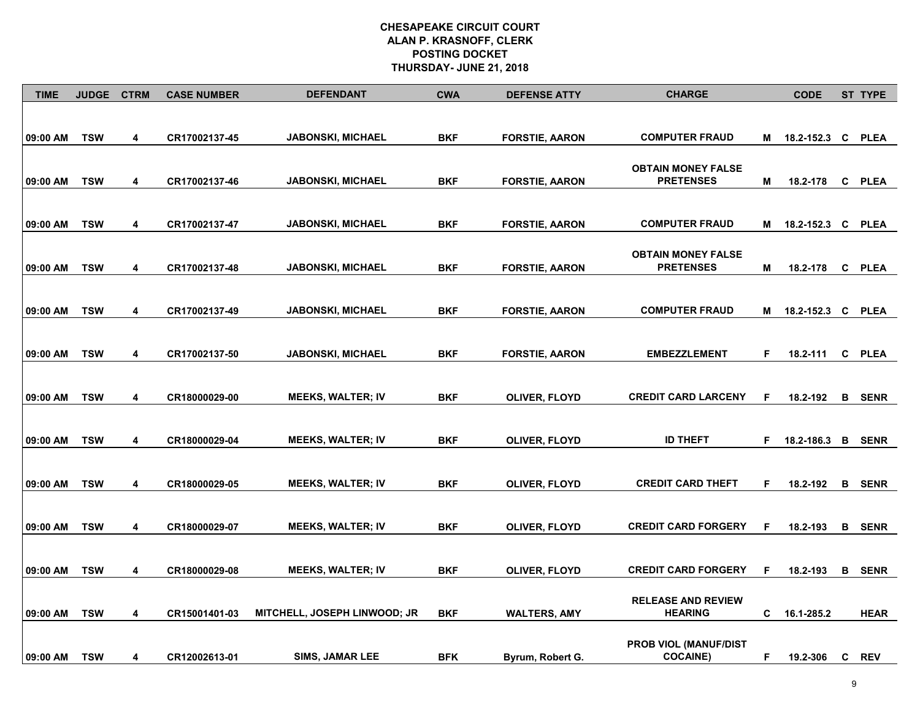# CHESAPEAKE CIRCUIT COURT
## ALAN P. KRASNOFF, CLERK
## POSTING DOCKET
## THURSDAY- JUNE 21, 2018

| TIME | JUDGE | CTRM | CASE NUMBER | DEFENDANT | CWA | DEFENSE ATTY | CHARGE | | CODE | ST | TYPE |
|---|---|---|---|---|---|---|---|---|---|---|---|
| 09:00 AM | TSW | 4 | CR17002137-45 | JABONSKI, MICHAEL | BKF | FORSTIE, AARON | COMPUTER FRAUD | M | 18.2-152.3 | C | PLEA |
| 09:00 AM | TSW | 4 | CR17002137-46 | JABONSKI, MICHAEL | BKF | FORSTIE, AARON | OBTAIN MONEY FALSE PRETENSES | M | 18.2-178 | C | PLEA |
| 09:00 AM | TSW | 4 | CR17002137-47 | JABONSKI, MICHAEL | BKF | FORSTIE, AARON | COMPUTER FRAUD | M | 18.2-152.3 | C | PLEA |
| 09:00 AM | TSW | 4 | CR17002137-48 | JABONSKI, MICHAEL | BKF | FORSTIE, AARON | OBTAIN MONEY FALSE PRETENSES | M | 18.2-178 | C | PLEA |
| 09:00 AM | TSW | 4 | CR17002137-49 | JABONSKI, MICHAEL | BKF | FORSTIE, AARON | COMPUTER FRAUD | M | 18.2-152.3 | C | PLEA |
| 09:00 AM | TSW | 4 | CR17002137-50 | JABONSKI, MICHAEL | BKF | FORSTIE, AARON | EMBEZZLEMENT | F | 18.2-111 | C | PLEA |
| 09:00 AM | TSW | 4 | CR18000029-00 | MEEKS, WALTER; IV | BKF | OLIVER, FLOYD | CREDIT CARD LARCENY | F | 18.2-192 | B | SENR |
| 09:00 AM | TSW | 4 | CR18000029-04 | MEEKS, WALTER; IV | BKF | OLIVER, FLOYD | ID THEFT | F | 18.2-186.3 | B | SENR |
| 09:00 AM | TSW | 4 | CR18000029-05 | MEEKS, WALTER; IV | BKF | OLIVER, FLOYD | CREDIT CARD THEFT | F | 18.2-192 | B | SENR |
| 09:00 AM | TSW | 4 | CR18000029-07 | MEEKS, WALTER; IV | BKF | OLIVER, FLOYD | CREDIT CARD FORGERY | F | 18.2-193 | B | SENR |
| 09:00 AM | TSW | 4 | CR18000029-08 | MEEKS, WALTER; IV | BKF | OLIVER, FLOYD | CREDIT CARD FORGERY | F | 18.2-193 | B | SENR |
| 09:00 AM | TSW | 4 | CR15001401-03 | MITCHELL, JOSEPH LINWOOD; JR | BKF | WALTERS, AMY | RELEASE AND REVIEW HEARING | C | 16.1-285.2 | | HEAR |
| 09:00 AM | TSW | 4 | CR12002613-01 | SIMS, JAMAR LEE | BFK | Byrum, Robert G. | PROB VIOL (MANUF/DIST COCAINE) | F | 19.2-306 | C | REV |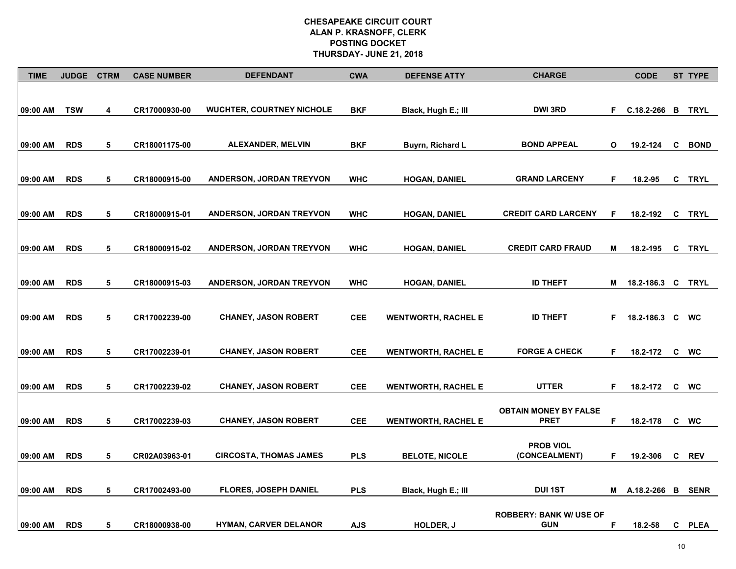**CHESAPEAKE CIRCUIT COURT**
**ALAN P. KRASNOFF, CLERK**
**POSTING DOCKET**
**THURSDAY- JUNE 21, 2018**

| TIME | JUDGE | CTRM | CASE NUMBER | DEFENDANT | CWA | DEFENSE ATTY | CHARGE | | CODE | ST | TYPE |
|---|---|---|---|---|---|---|---|---|---|---|---|
| 09:00 AM | TSW | 4 | CR17000930-00 | WUCHTER, COURTNEY NICHOLE | BKF | Black, Hugh E.; III | DWI 3RD | F | C.18.2-266 | B | TRYL |
| 09:00 AM | RDS | 5 | CR18001175-00 | ALEXANDER, MELVIN | BKF | Buyrn, Richard L | BOND APPEAL | O | 19.2-124 | C | BOND |
| 09:00 AM | RDS | 5 | CR18000915-00 | ANDERSON, JORDAN TREYVON | WHC | HOGAN, DANIEL | GRAND LARCENY | F | 18.2-95 | C | TRYL |
| 09:00 AM | RDS | 5 | CR18000915-01 | ANDERSON, JORDAN TREYVON | WHC | HOGAN, DANIEL | CREDIT CARD LARCENY | F | 18.2-192 | C | TRYL |
| 09:00 AM | RDS | 5 | CR18000915-02 | ANDERSON, JORDAN TREYVON | WHC | HOGAN, DANIEL | CREDIT CARD FRAUD | M | 18.2-195 | C | TRYL |
| 09:00 AM | RDS | 5 | CR18000915-03 | ANDERSON, JORDAN TREYVON | WHC | HOGAN, DANIEL | ID THEFT | M | 18.2-186.3 | C | TRYL |
| 09:00 AM | RDS | 5 | CR17002239-00 | CHANEY, JASON ROBERT | CEE | WENTWORTH, RACHEL E | ID THEFT | F | 18.2-186.3 | C | WC |
| 09:00 AM | RDS | 5 | CR17002239-01 | CHANEY, JASON ROBERT | CEE | WENTWORTH, RACHEL E | FORGE A CHECK | F | 18.2-172 | C | WC |
| 09:00 AM | RDS | 5 | CR17002239-02 | CHANEY, JASON ROBERT | CEE | WENTWORTH, RACHEL E | UTTER | F | 18.2-172 | C | WC |
| 09:00 AM | RDS | 5 | CR17002239-03 | CHANEY, JASON ROBERT | CEE | WENTWORTH, RACHEL E | OBTAIN MONEY BY FALSE PRET | F | 18.2-178 | C | WC |
| 09:00 AM | RDS | 5 | CR02A03963-01 | CIRCOSTA, THOMAS JAMES | PLS | BELOTE, NICOLE | PROB VIOL (CONCEALMENT) | F | 19.2-306 | C | REV |
| 09:00 AM | RDS | 5 | CR17002493-00 | FLORES, JOSEPH DANIEL | PLS | Black, Hugh E.; III | DUI 1ST | M | A.18.2-266 | B | SENR |
| 09:00 AM | RDS | 5 | CR18000938-00 | HYMAN, CARVER DELANOR | AJS | HOLDER, J | ROBBERY: BANK W/ USE OF GUN | F | 18.2-58 | C | PLEA |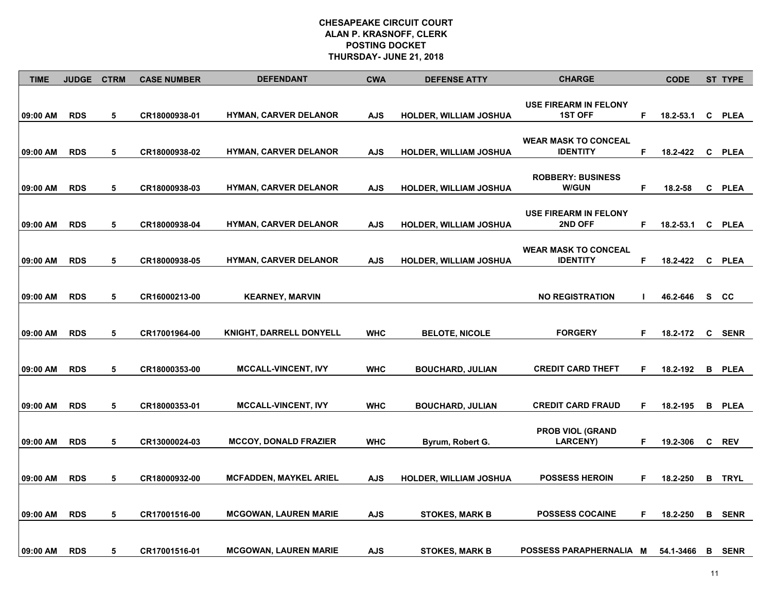# CHESAPEAKE CIRCUIT COURT
## ALAN P. KRASNOFF, CLERK
## POSTING DOCKET
## THURSDAY- JUNE 21, 2018

| TIME | JUDGE | CTRM | CASE NUMBER | DEFENDANT | CWA | DEFENSE ATTY | CHARGE | | CODE | ST | TYPE |
|---|---|---|---|---|---|---|---|---|---|---|---|
| 09:00 AM | RDS | 5 | CR18000938-01 | HYMAN, CARVER DELANOR | AJS | HOLDER, WILLIAM JOSHUA | USE FIREARM IN FELONY 1ST OFF | F | 18.2-53.1 | C | PLEA |
| 09:00 AM | RDS | 5 | CR18000938-02 | HYMAN, CARVER DELANOR | AJS | HOLDER, WILLIAM JOSHUA | WEAR MASK TO CONCEAL IDENTITY | F | 18.2-422 | C | PLEA |
| 09:00 AM | RDS | 5 | CR18000938-03 | HYMAN, CARVER DELANOR | AJS | HOLDER, WILLIAM JOSHUA | ROBBERY: BUSINESS W/GUN | F | 18.2-58 | C | PLEA |
| 09:00 AM | RDS | 5 | CR18000938-04 | HYMAN, CARVER DELANOR | AJS | HOLDER, WILLIAM JOSHUA | USE FIREARM IN FELONY 2ND OFF | F | 18.2-53.1 | C | PLEA |
| 09:00 AM | RDS | 5 | CR18000938-05 | HYMAN, CARVER DELANOR | AJS | HOLDER, WILLIAM JOSHUA | WEAR MASK TO CONCEAL IDENTITY | F | 18.2-422 | C | PLEA |
| 09:00 AM | RDS | 5 | CR16000213-00 | KEARNEY, MARVIN | | | NO REGISTRATION | I | 46.2-646 | S | CC |
| 09:00 AM | RDS | 5 | CR17001964-00 | KNIGHT, DARRELL DONYELL | WHC | BELOTE, NICOLE | FORGERY | F | 18.2-172 | C | SENR |
| 09:00 AM | RDS | 5 | CR18000353-00 | MCCALL-VINCENT, IVY | WHC | BOUCHARD, JULIAN | CREDIT CARD THEFT | F | 18.2-192 | B | PLEA |
| 09:00 AM | RDS | 5 | CR18000353-01 | MCCALL-VINCENT, IVY | WHC | BOUCHARD, JULIAN | CREDIT CARD FRAUD | F | 18.2-195 | B | PLEA |
| 09:00 AM | RDS | 5 | CR13000024-03 | MCCOY, DONALD FRAZIER | WHC | Byrum, Robert G. | PROB VIOL (GRAND LARCENY) | F | 19.2-306 | C | REV |
| 09:00 AM | RDS | 5 | CR18000932-00 | MCFADDEN, MAYKEL ARIEL | AJS | HOLDER, WILLIAM JOSHUA | POSSESS HEROIN | F | 18.2-250 | B | TRYL |
| 09:00 AM | RDS | 5 | CR17001516-00 | MCGOWAN, LAUREN MARIE | AJS | STOKES, MARK B | POSSESS COCAINE | F | 18.2-250 | B | SENR |
| 09:00 AM | RDS | 5 | CR17001516-01 | MCGOWAN, LAUREN MARIE | AJS | STOKES, MARK B | POSSESS PARAPHERNALIA | M | 54.1-3466 | B | SENR |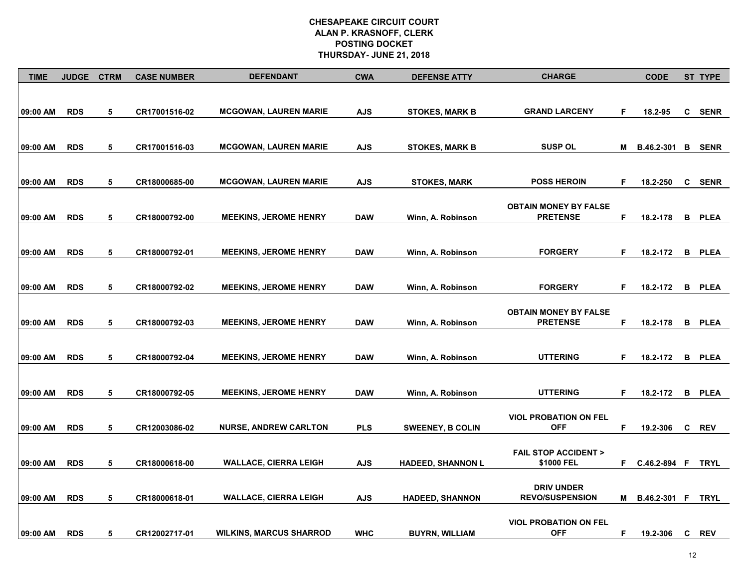# CHESAPEAKE CIRCUIT COURT
## ALAN P. KRASNOFF, CLERK
## POSTING DOCKET
## THURSDAY- JUNE 21, 2018

| TIME | JUDGE | CTRM | CASE NUMBER | DEFENDANT | CWA | DEFENSE ATTY | CHARGE | | CODE | ST | TYPE |
|---|---|---|---|---|---|---|---|---|---|---|---|
| 09:00 AM | RDS | 5 | CR17001516-02 | MCGOWAN, LAUREN MARIE | AJS | STOKES, MARK B | GRAND LARCENY | F | 18.2-95 | C | SENR |
| 09:00 AM | RDS | 5 | CR17001516-03 | MCGOWAN, LAUREN MARIE | AJS | STOKES, MARK B | SUSP OL | M | B.46.2-301 | B | SENR |
| 09:00 AM | RDS | 5 | CR18000685-00 | MCGOWAN, LAUREN MARIE | AJS | STOKES, MARK | POSS HEROIN | F | 18.2-250 | C | SENR |
| 09:00 AM | RDS | 5 | CR18000792-00 | MEEKINS, JEROME HENRY | DAW | Winn, A. Robinson | OBTAIN MONEY BY FALSE PRETENSE | F | 18.2-178 | B | PLEA |
| 09:00 AM | RDS | 5 | CR18000792-01 | MEEKINS, JEROME HENRY | DAW | Winn, A. Robinson | FORGERY | F | 18.2-172 | B | PLEA |
| 09:00 AM | RDS | 5 | CR18000792-02 | MEEKINS, JEROME HENRY | DAW | Winn, A. Robinson | FORGERY | F | 18.2-172 | B | PLEA |
| 09:00 AM | RDS | 5 | CR18000792-03 | MEEKINS, JEROME HENRY | DAW | Winn, A. Robinson | OBTAIN MONEY BY FALSE PRETENSE | F | 18.2-178 | B | PLEA |
| 09:00 AM | RDS | 5 | CR18000792-04 | MEEKINS, JEROME HENRY | DAW | Winn, A. Robinson | UTTERING | F | 18.2-172 | B | PLEA |
| 09:00 AM | RDS | 5 | CR18000792-05 | MEEKINS, JEROME HENRY | DAW | Winn, A. Robinson | UTTERING | F | 18.2-172 | B | PLEA |
| 09:00 AM | RDS | 5 | CR12003086-02 | NURSE, ANDREW CARLTON | PLS | SWEENEY, B COLIN | VIOL PROBATION ON FEL OFF | F | 19.2-306 | C | REV |
| 09:00 AM | RDS | 5 | CR18000618-00 | WALLACE, CIERRA LEIGH | AJS | HADEED, SHANNON L | FAIL STOP ACCIDENT > $1000 FEL | F | C.46.2-894 | F | TRYL |
| 09:00 AM | RDS | 5 | CR18000618-01 | WALLACE, CIERRA LEIGH | AJS | HADEED, SHANNON | DRIV UNDER REVO/SUSPENSION | M | B.46.2-301 | F | TRYL |
| 09:00 AM | RDS | 5 | CR12002717-01 | WILKINS, MARCUS SHARROD | WHC | BUYRN, WILLIAM | VIOL PROBATION ON FEL OFF | F | 19.2-306 | C | REV |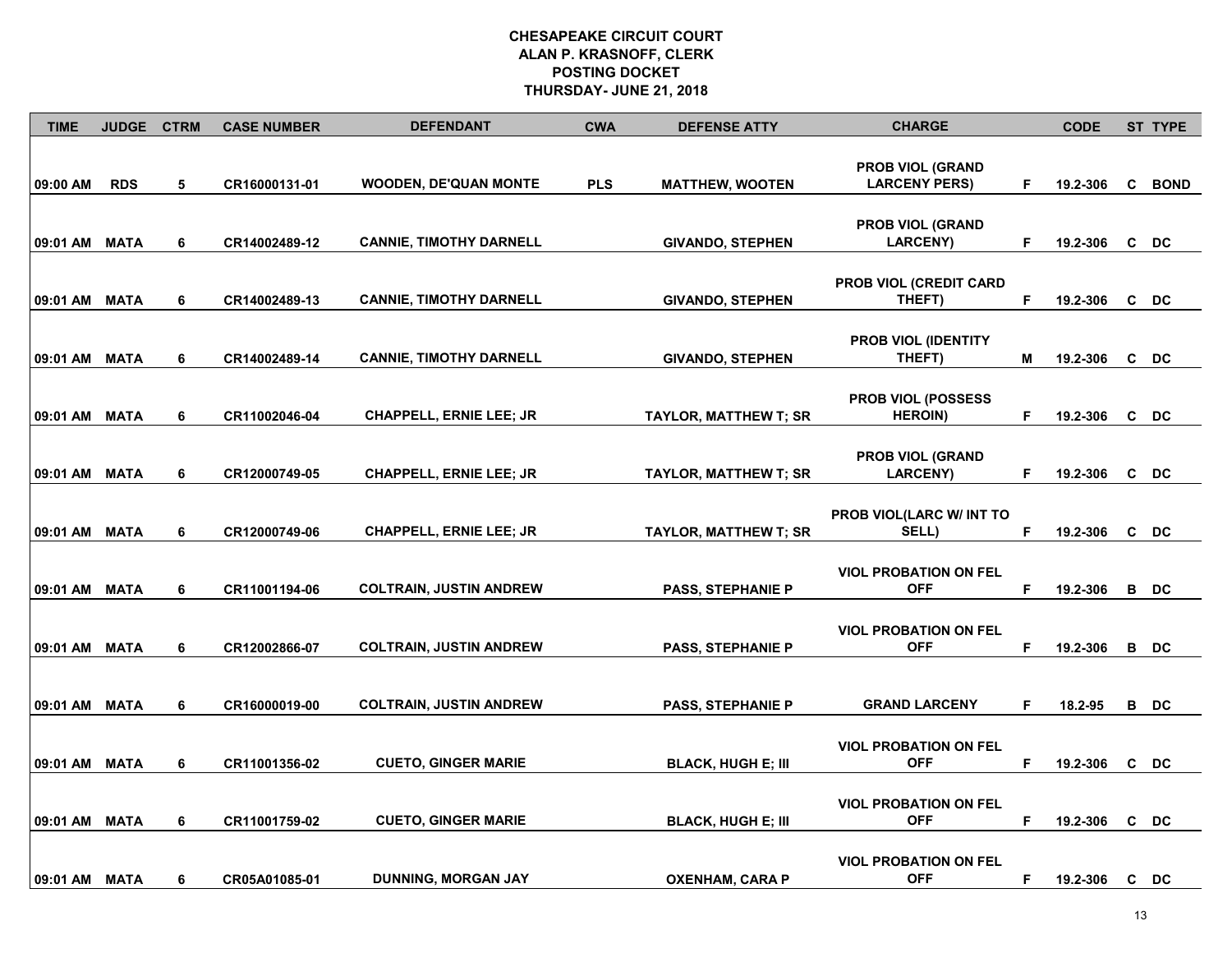# CHESAPEAKE CIRCUIT COURT
## ALAN P. KRASNOFF, CLERK
## POSTING DOCKET
## THURSDAY- JUNE 21, 2018

| TIME | JUDGE | CTRM | CASE NUMBER | DEFENDANT | CWA | DEFENSE ATTY | CHARGE | | CODE | ST | TYPE |
|---|---|---|---|---|---|---|---|---|---|---|---|
| 09:00 AM | RDS | 5 | CR16000131-01 | WOODEN, DE'QUAN MONTE | PLS | MATTHEW, WOOTEN | PROB VIOL (GRAND LARCENY PERS) | F | 19.2-306 | C | BOND |
| 09:01 AM | MATA | 6 | CR14002489-12 | CANNIE, TIMOTHY DARNELL | | GIVANDO, STEPHEN | PROB VIOL (GRAND LARCENY) | F | 19.2-306 | C | DC |
| 09:01 AM | MATA | 6 | CR14002489-13 | CANNIE, TIMOTHY DARNELL | | GIVANDO, STEPHEN | PROB VIOL (CREDIT CARD THEFT) | F | 19.2-306 | C | DC |
| 09:01 AM | MATA | 6 | CR14002489-14 | CANNIE, TIMOTHY DARNELL | | GIVANDO, STEPHEN | PROB VIOL (IDENTITY THEFT) | M | 19.2-306 | C | DC |
| 09:01 AM | MATA | 6 | CR11002046-04 | CHAPPELL, ERNIE LEE; JR | | TAYLOR, MATTHEW T; SR | PROB VIOL (POSSESS HEROIN) | F | 19.2-306 | C | DC |
| 09:01 AM | MATA | 6 | CR12000749-05 | CHAPPELL, ERNIE LEE; JR | | TAYLOR, MATTHEW T; SR | PROB VIOL (GRAND LARCENY) | F | 19.2-306 | C | DC |
| 09:01 AM | MATA | 6 | CR12000749-06 | CHAPPELL, ERNIE LEE; JR | | TAYLOR, MATTHEW T; SR | PROB VIOL(LARC W/ INT TO SELL) | F | 19.2-306 | C | DC |
| 09:01 AM | MATA | 6 | CR11001194-06 | COLTRAIN, JUSTIN ANDREW | | PASS, STEPHANIE P | VIOL PROBATION ON FEL OFF | F | 19.2-306 | B | DC |
| 09:01 AM | MATA | 6 | CR12002866-07 | COLTRAIN, JUSTIN ANDREW | | PASS, STEPHANIE P | VIOL PROBATION ON FEL OFF | F | 19.2-306 | B | DC |
| 09:01 AM | MATA | 6 | CR16000019-00 | COLTRAIN, JUSTIN ANDREW | | PASS, STEPHANIE P | GRAND LARCENY | F | 18.2-95 | B | DC |
| 09:01 AM | MATA | 6 | CR11001356-02 | CUETO, GINGER MARIE | | BLACK, HUGH E; III | VIOL PROBATION ON FEL OFF | F | 19.2-306 | C | DC |
| 09:01 AM | MATA | 6 | CR11001759-02 | CUETO, GINGER MARIE | | BLACK, HUGH E; III | VIOL PROBATION ON FEL OFF | F | 19.2-306 | C | DC |
| 09:01 AM | MATA | 6 | CR05A01085-01 | DUNNING, MORGAN JAY | | OXENHAM, CARA P | VIOL PROBATION ON FEL OFF | F | 19.2-306 | C | DC |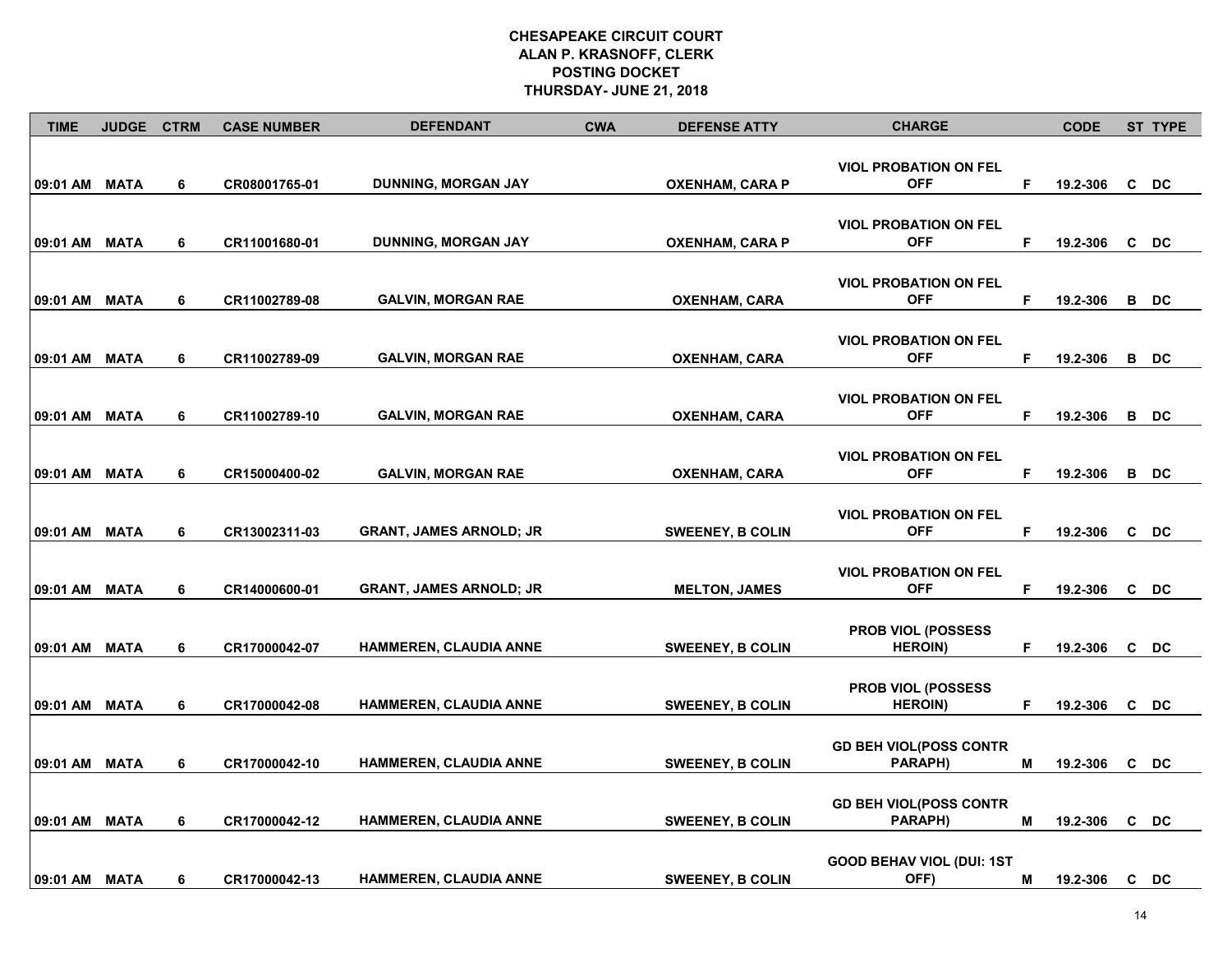# CHESAPEAKE CIRCUIT COURT
## ALAN P. KRASNOFF, CLERK
## POSTING DOCKET
## THURSDAY- JUNE 21, 2018

| TIME | JUDGE | CTRM | CASE NUMBER | DEFENDANT | CWA | DEFENSE ATTY | CHARGE | | CODE | ST | TYPE |
|---|---|---|---|---|---|---|---|---|---|---|---|
| 09:01 AM | MATA | 6 | CR08001765-01 | DUNNING, MORGAN JAY | | OXENHAM, CARA P | VIOL PROBATION ON FEL OFF | F | 19.2-306 | C | DC |
| 09:01 AM | MATA | 6 | CR11001680-01 | DUNNING, MORGAN JAY | | OXENHAM, CARA P | VIOL PROBATION ON FEL OFF | F | 19.2-306 | C | DC |
| 09:01 AM | MATA | 6 | CR11002789-08 | GALVIN, MORGAN RAE | | OXENHAM, CARA | VIOL PROBATION ON FEL OFF | F | 19.2-306 | B | DC |
| 09:01 AM | MATA | 6 | CR11002789-09 | GALVIN, MORGAN RAE | | OXENHAM, CARA | VIOL PROBATION ON FEL OFF | F | 19.2-306 | B | DC |
| 09:01 AM | MATA | 6 | CR11002789-10 | GALVIN, MORGAN RAE | | OXENHAM, CARA | VIOL PROBATION ON FEL OFF | F | 19.2-306 | B | DC |
| 09:01 AM | MATA | 6 | CR15000400-02 | GALVIN, MORGAN RAE | | OXENHAM, CARA | VIOL PROBATION ON FEL OFF | F | 19.2-306 | B | DC |
| 09:01 AM | MATA | 6 | CR13002311-03 | GRANT, JAMES ARNOLD; JR | | SWEENEY, B COLIN | VIOL PROBATION ON FEL OFF | F | 19.2-306 | C | DC |
| 09:01 AM | MATA | 6 | CR14000600-01 | GRANT, JAMES ARNOLD; JR | | MELTON, JAMES | VIOL PROBATION ON FEL OFF | F | 19.2-306 | C | DC |
| 09:01 AM | MATA | 6 | CR17000042-07 | HAMMEREN, CLAUDIA ANNE | | SWEENEY, B COLIN | PROB VIOL (POSSESS HEROIN) | F | 19.2-306 | C | DC |
| 09:01 AM | MATA | 6 | CR17000042-08 | HAMMEREN, CLAUDIA ANNE | | SWEENEY, B COLIN | PROB VIOL (POSSESS HEROIN) | F | 19.2-306 | C | DC |
| 09:01 AM | MATA | 6 | CR17000042-10 | HAMMEREN, CLAUDIA ANNE | | SWEENEY, B COLIN | GD BEH VIOL(POSS CONTR PARAPH) | M | 19.2-306 | C | DC |
| 09:01 AM | MATA | 6 | CR17000042-12 | HAMMEREN, CLAUDIA ANNE | | SWEENEY, B COLIN | GD BEH VIOL(POSS CONTR PARAPH) | M | 19.2-306 | C | DC |
| 09:01 AM | MATA | 6 | CR17000042-13 | HAMMEREN, CLAUDIA ANNE | | SWEENEY, B COLIN | GOOD BEHAV VIOL (DUI: 1ST OFF) | M | 19.2-306 | C | DC |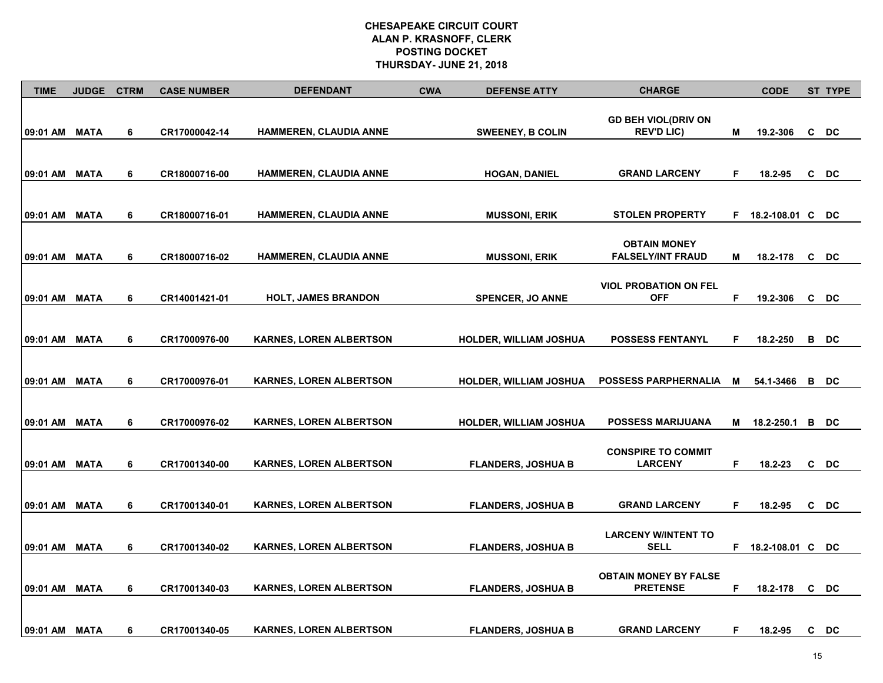**CHESAPEAKE CIRCUIT COURT**
**ALAN P. KRASNOFF, CLERK**
**POSTING DOCKET**
**THURSDAY- JUNE 21, 2018**

| TIME | JUDGE | CTRM | CASE NUMBER | DEFENDANT | CWA | DEFENSE ATTY | CHARGE | | CODE | ST | TYPE |
|---|---|---|---|---|---|---|---|---|---|---|---|
| 09:01 AM | MATA | 6 | CR17000042-14 | HAMMEREN, CLAUDIA ANNE | | SWEENEY, B COLIN | GD BEH VIOL(DRIV ON REV'D LIC) | M | 19.2-306 | C | DC |
| 09:01 AM | MATA | 6 | CR18000716-00 | HAMMEREN, CLAUDIA ANNE | | HOGAN, DANIEL | GRAND LARCENY | F | 18.2-95 | C | DC |
| 09:01 AM | MATA | 6 | CR18000716-01 | HAMMEREN, CLAUDIA ANNE | | MUSSONI, ERIK | STOLEN PROPERTY | F | 18.2-108.01 | C | DC |
| 09:01 AM | MATA | 6 | CR18000716-02 | HAMMEREN, CLAUDIA ANNE | | MUSSONI, ERIK | OBTAIN MONEY FALSELY/INT FRAUD | M | 18.2-178 | C | DC |
| 09:01 AM | MATA | 6 | CR14001421-01 | HOLT, JAMES BRANDON | | SPENCER, JO ANNE | VIOL PROBATION ON FEL OFF | F | 19.2-306 | C | DC |
| 09:01 AM | MATA | 6 | CR17000976-00 | KARNES, LOREN ALBERTSON | | HOLDER, WILLIAM JOSHUA | POSSESS FENTANYL | F | 18.2-250 | B | DC |
| 09:01 AM | MATA | 6 | CR17000976-01 | KARNES, LOREN ALBERTSON | | HOLDER, WILLIAM JOSHUA | POSSESS PARPHERNALIA | M | 54.1-3466 | B | DC |
| 09:01 AM | MATA | 6 | CR17000976-02 | KARNES, LOREN ALBERTSON | | HOLDER, WILLIAM JOSHUA | POSSESS MARIJUANA | M | 18.2-250.1 | B | DC |
| 09:01 AM | MATA | 6 | CR17001340-00 | KARNES, LOREN ALBERTSON | | FLANDERS, JOSHUA B | CONSPIRE TO COMMIT LARCENY | F | 18.2-23 | C | DC |
| 09:01 AM | MATA | 6 | CR17001340-01 | KARNES, LOREN ALBERTSON | | FLANDERS, JOSHUA B | GRAND LARCENY | F | 18.2-95 | C | DC |
| 09:01 AM | MATA | 6 | CR17001340-02 | KARNES, LOREN ALBERTSON | | FLANDERS, JOSHUA B | LARCENY W/INTENT TO SELL | F | 18.2-108.01 | C | DC |
| 09:01 AM | MATA | 6 | CR17001340-03 | KARNES, LOREN ALBERTSON | | FLANDERS, JOSHUA B | OBTAIN MONEY BY FALSE PRETENSE | F | 18.2-178 | C | DC |
| 09:01 AM | MATA | 6 | CR17001340-05 | KARNES, LOREN ALBERTSON | | FLANDERS, JOSHUA B | GRAND LARCENY | F | 18.2-95 | C | DC |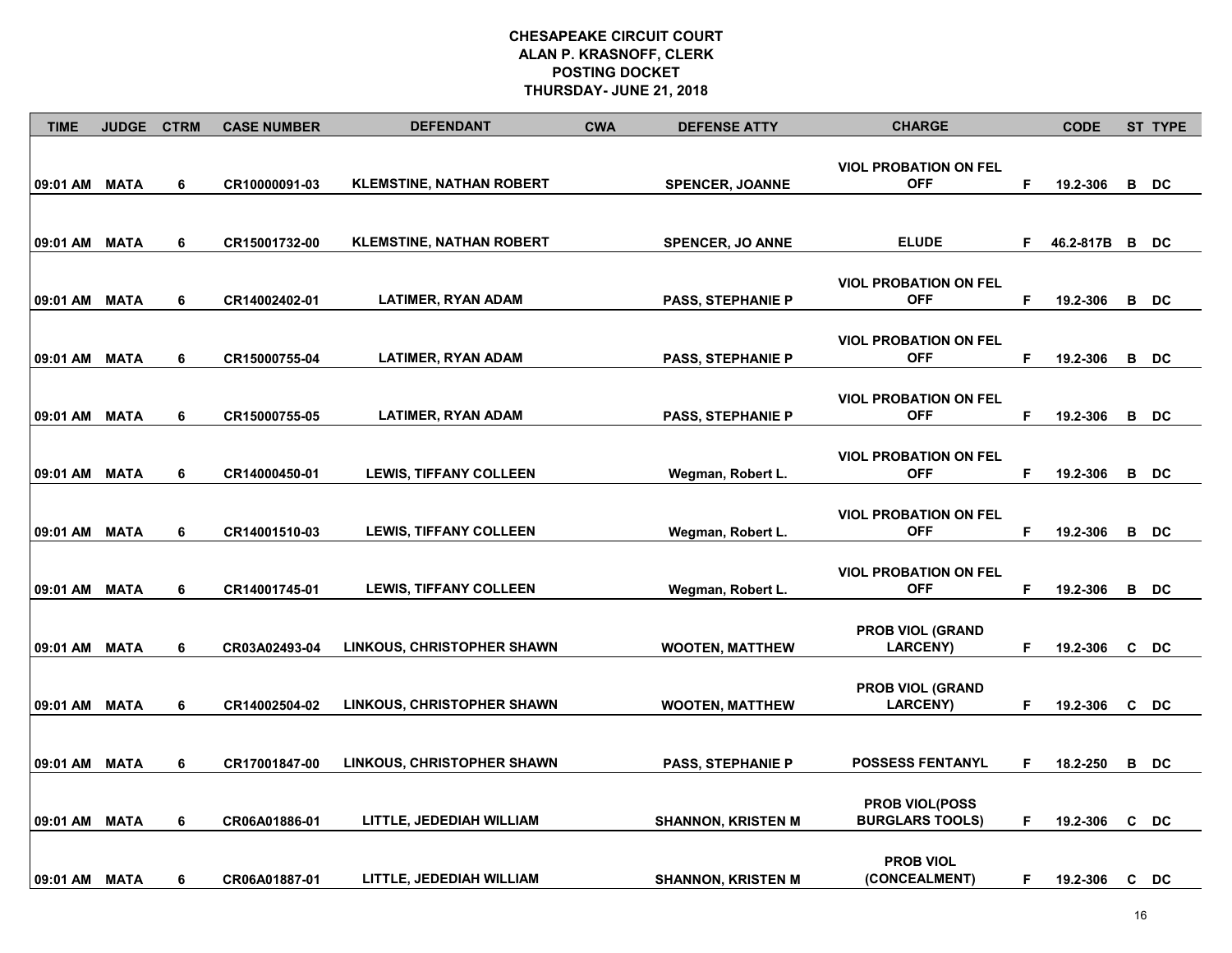# CHESAPEAKE CIRCUIT COURT
## ALAN P. KRASNOFF, CLERK
## POSTING DOCKET
## THURSDAY- JUNE 21, 2018

| TIME | JUDGE | CTRM | CASE NUMBER | DEFENDANT | CWA | DEFENSE ATTY | CHARGE | | CODE | ST | TYPE |
|---|---|---|---|---|---|---|---|---|---|---|---|
| 09:01 AM | MATA | 6 | CR10000091-03 | KLEMSTINE, NATHAN ROBERT | | SPENCER, JOANNE | VIOL PROBATION ON FEL OFF | F | 19.2-306 | B | DC |
| 09:01 AM | MATA | 6 | CR15001732-00 | KLEMSTINE, NATHAN ROBERT | | SPENCER, JO ANNE | ELUDE | F | 46.2-817B | B | DC |
| 09:01 AM | MATA | 6 | CR14002402-01 | LATIMER, RYAN ADAM | | PASS, STEPHANIE P | VIOL PROBATION ON FEL OFF | F | 19.2-306 | B | DC |
| 09:01 AM | MATA | 6 | CR15000755-04 | LATIMER, RYAN ADAM | | PASS, STEPHANIE P | VIOL PROBATION ON FEL OFF | F | 19.2-306 | B | DC |
| 09:01 AM | MATA | 6 | CR15000755-05 | LATIMER, RYAN ADAM | | PASS, STEPHANIE P | VIOL PROBATION ON FEL OFF | F | 19.2-306 | B | DC |
| 09:01 AM | MATA | 6 | CR14000450-01 | LEWIS, TIFFANY COLLEEN | | Wegman, Robert L. | VIOL PROBATION ON FEL OFF | F | 19.2-306 | B | DC |
| 09:01 AM | MATA | 6 | CR14001510-03 | LEWIS, TIFFANY COLLEEN | | Wegman, Robert L. | VIOL PROBATION ON FEL OFF | F | 19.2-306 | B | DC |
| 09:01 AM | MATA | 6 | CR14001745-01 | LEWIS, TIFFANY COLLEEN | | Wegman, Robert L. | VIOL PROBATION ON FEL OFF | F | 19.2-306 | B | DC |
| 09:01 AM | MATA | 6 | CR03A02493-04 | LINKOUS, CHRISTOPHER SHAWN | | WOOTEN, MATTHEW | PROB VIOL (GRAND LARCENY) | F | 19.2-306 | C | DC |
| 09:01 AM | MATA | 6 | CR14002504-02 | LINKOUS, CHRISTOPHER SHAWN | | WOOTEN, MATTHEW | PROB VIOL (GRAND LARCENY) | F | 19.2-306 | C | DC |
| 09:01 AM | MATA | 6 | CR17001847-00 | LINKOUS, CHRISTOPHER SHAWN | | PASS, STEPHANIE P | POSSESS FENTANYL | F | 18.2-250 | B | DC |
| 09:01 AM | MATA | 6 | CR06A01886-01 | LITTLE, JEDEDIAH WILLIAM | | SHANNON, KRISTEN M | PROB VIOL(POSS BURGLARS TOOLS) | F | 19.2-306 | C | DC |
| 09:01 AM | MATA | 6 | CR06A01887-01 | LITTLE, JEDEDIAH WILLIAM | | SHANNON, KRISTEN M | PROB VIOL (CONCEALMENT) | F | 19.2-306 | C | DC |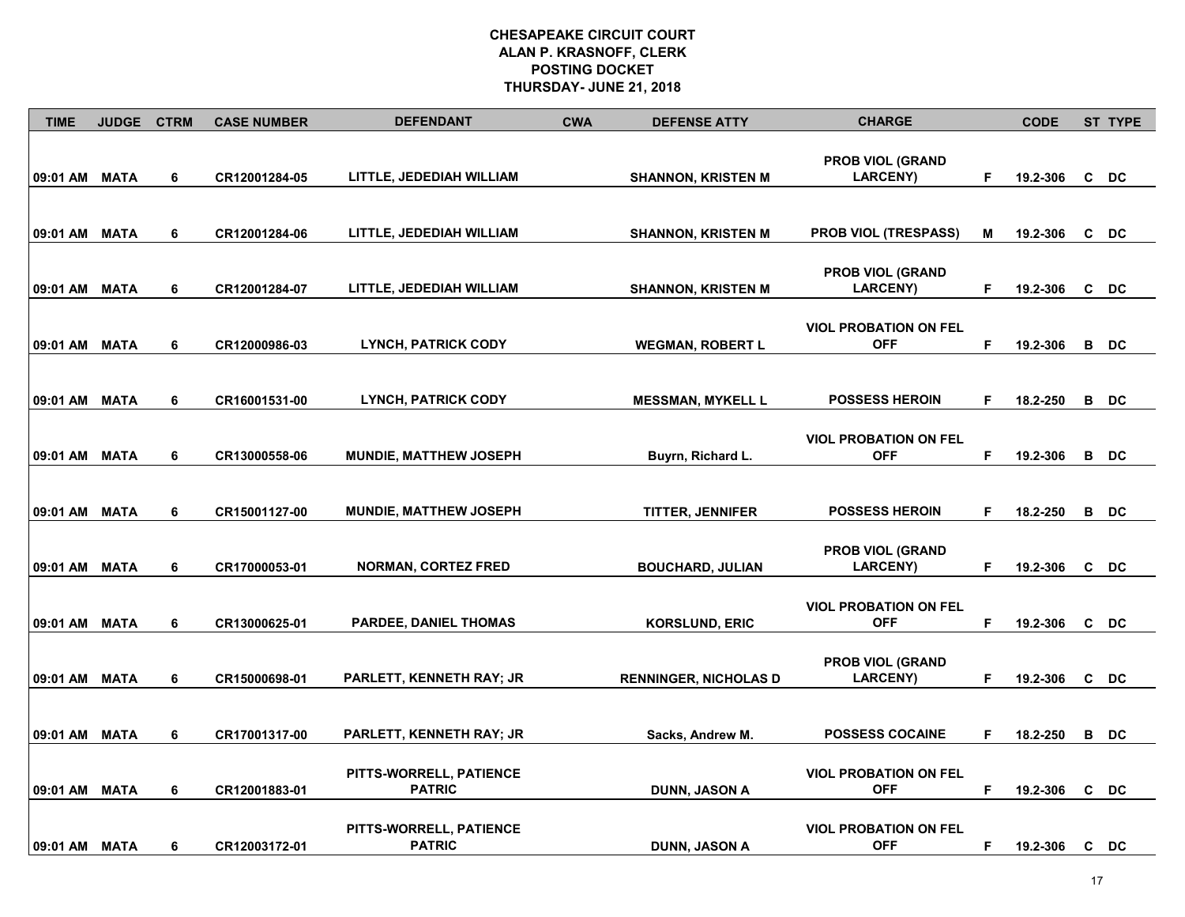# CHESAPEAKE CIRCUIT COURT
## ALAN P. KRASNOFF, CLERK
## POSTING DOCKET
## THURSDAY- JUNE 21, 2018

| TIME | JUDGE | CTRM | CASE NUMBER | DEFENDANT | CWA | DEFENSE ATTY | CHARGE | | CODE | ST | TYPE |
|---|---|---|---|---|---|---|---|---|---|---|---|
| 09:01 AM | MATA | 6 | CR12001284-05 | LITTLE, JEDEDIAH WILLIAM | | SHANNON, KRISTEN M | PROB VIOL (GRAND LARCENY) | F | 19.2-306 | C | DC |
| 09:01 AM | MATA | 6 | CR12001284-06 | LITTLE, JEDEDIAH WILLIAM | | SHANNON, KRISTEN M | PROB VIOL (TRESPASS) | M | 19.2-306 | C | DC |
| 09:01 AM | MATA | 6 | CR12001284-07 | LITTLE, JEDEDIAH WILLIAM | | SHANNON, KRISTEN M | PROB VIOL (GRAND LARCENY) | F | 19.2-306 | C | DC |
| 09:01 AM | MATA | 6 | CR12000986-03 | LYNCH, PATRICK CODY | | WEGMAN, ROBERT L | VIOL PROBATION ON FEL OFF | F | 19.2-306 | B | DC |
| 09:01 AM | MATA | 6 | CR16001531-00 | LYNCH, PATRICK CODY | | MESSMAN, MYKELL L | POSSESS HEROIN | F | 18.2-250 | B | DC |
| 09:01 AM | MATA | 6 | CR13000558-06 | MUNDIE, MATTHEW JOSEPH | | Buyrn, Richard L. | VIOL PROBATION ON FEL OFF | F | 19.2-306 | B | DC |
| 09:01 AM | MATA | 6 | CR15001127-00 | MUNDIE, MATTHEW JOSEPH | | TITTER, JENNIFER | POSSESS HEROIN | F | 18.2-250 | B | DC |
| 09:01 AM | MATA | 6 | CR17000053-01 | NORMAN, CORTEZ FRED | | BOUCHARD, JULIAN | PROB VIOL (GRAND LARCENY) | F | 19.2-306 | C | DC |
| 09:01 AM | MATA | 6 | CR13000625-01 | PARDEE, DANIEL THOMAS | | KORSLUND, ERIC | VIOL PROBATION ON FEL OFF | F | 19.2-306 | C | DC |
| 09:01 AM | MATA | 6 | CR15000698-01 | PARLETT, KENNETH RAY; JR | | RENNINGER, NICHOLAS D | PROB VIOL (GRAND LARCENY) | F | 19.2-306 | C | DC |
| 09:01 AM | MATA | 6 | CR17001317-00 | PARLETT, KENNETH RAY; JR | | Sacks, Andrew M. | POSSESS COCAINE | F | 18.2-250 | B | DC |
| 09:01 AM | MATA | 6 | CR12001883-01 | PITTS-WORRELL, PATIENCE PATRIC | | DUNN, JASON A | VIOL PROBATION ON FEL OFF | F | 19.2-306 | C | DC |
| 09:01 AM | MATA | 6 | CR12003172-01 | PITTS-WORRELL, PATIENCE PATRIC | | DUNN, JASON A | VIOL PROBATION ON FEL OFF | F | 19.2-306 | C | DC |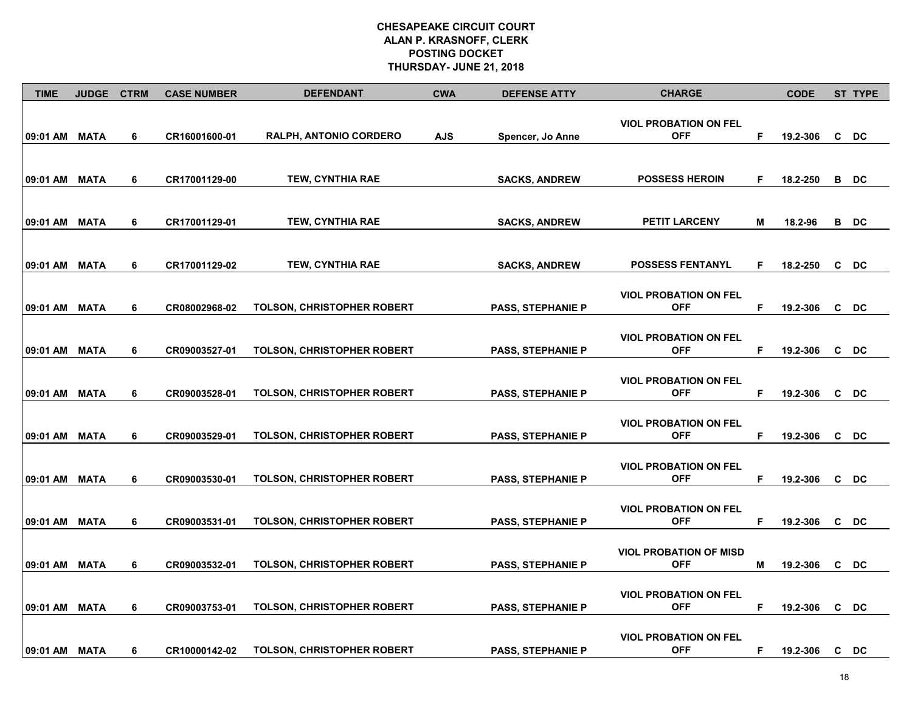**CHESAPEAKE CIRCUIT COURT**
**ALAN P. KRASNOFF, CLERK**
**POSTING DOCKET**
**THURSDAY- JUNE 21, 2018**

| TIME | JUDGE | CTRM | CASE NUMBER | DEFENDANT | CWA | DEFENSE ATTY | CHARGE | | CODE | ST | TYPE |
|---|---|---|---|---|---|---|---|---|---|---|---|
| 09:01 AM | MATA | 6 | CR16001600-01 | RALPH, ANTONIO CORDERO | AJS | Spencer, Jo Anne | VIOL PROBATION ON FEL OFF | F | 19.2-306 | C | DC |
| 09:01 AM | MATA | 6 | CR17001129-00 | TEW, CYNTHIA RAE | | SACKS, ANDREW | POSSESS HEROIN | F | 18.2-250 | B | DC |
| 09:01 AM | MATA | 6 | CR17001129-01 | TEW, CYNTHIA RAE | | SACKS, ANDREW | PETIT LARCENY | M | 18.2-96 | B | DC |
| 09:01 AM | MATA | 6 | CR17001129-02 | TEW, CYNTHIA RAE | | SACKS, ANDREW | POSSESS FENTANYL | F | 18.2-250 | C | DC |
| 09:01 AM | MATA | 6 | CR08002968-02 | TOLSON, CHRISTOPHER ROBERT | | PASS, STEPHANIE P | VIOL PROBATION ON FEL OFF | F | 19.2-306 | C | DC |
| 09:01 AM | MATA | 6 | CR09003527-01 | TOLSON, CHRISTOPHER ROBERT | | PASS, STEPHANIE P | VIOL PROBATION ON FEL OFF | F | 19.2-306 | C | DC |
| 09:01 AM | MATA | 6 | CR09003528-01 | TOLSON, CHRISTOPHER ROBERT | | PASS, STEPHANIE P | VIOL PROBATION ON FEL OFF | F | 19.2-306 | C | DC |
| 09:01 AM | MATA | 6 | CR09003529-01 | TOLSON, CHRISTOPHER ROBERT | | PASS, STEPHANIE P | VIOL PROBATION ON FEL OFF | F | 19.2-306 | C | DC |
| 09:01 AM | MATA | 6 | CR09003530-01 | TOLSON, CHRISTOPHER ROBERT | | PASS, STEPHANIE P | VIOL PROBATION ON FEL OFF | F | 19.2-306 | C | DC |
| 09:01 AM | MATA | 6 | CR09003531-01 | TOLSON, CHRISTOPHER ROBERT | | PASS, STEPHANIE P | VIOL PROBATION ON FEL OFF | F | 19.2-306 | C | DC |
| 09:01 AM | MATA | 6 | CR09003532-01 | TOLSON, CHRISTOPHER ROBERT | | PASS, STEPHANIE P | VIOL PROBATION OF MISD OFF | M | 19.2-306 | C | DC |
| 09:01 AM | MATA | 6 | CR09003753-01 | TOLSON, CHRISTOPHER ROBERT | | PASS, STEPHANIE P | VIOL PROBATION ON FEL OFF | F | 19.2-306 | C | DC |
| 09:01 AM | MATA | 6 | CR10000142-02 | TOLSON, CHRISTOPHER ROBERT | | PASS, STEPHANIE P | VIOL PROBATION ON FEL OFF | F | 19.2-306 | C | DC |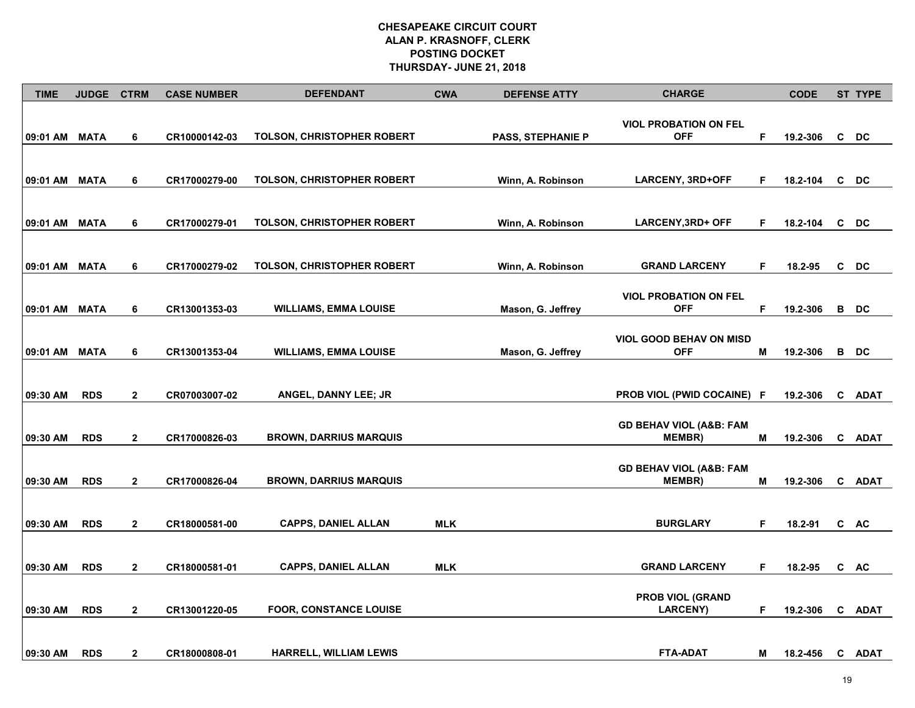**CHESAPEAKE CIRCUIT COURT**
**ALAN P. KRASNOFF, CLERK**
**POSTING DOCKET**
**THURSDAY- JUNE 21, 2018**

| TIME | JUDGE | CTRM | CASE NUMBER | DEFENDANT | CWA | DEFENSE ATTY | CHARGE | | CODE | ST | TYPE |
|---|---|---|---|---|---|---|---|---|---|---|---|
| 09:01 AM | MATA | 6 | CR10000142-03 | TOLSON, CHRISTOPHER ROBERT | | PASS, STEPHANIE P | VIOL PROBATION ON FEL OFF | F | 19.2-306 | C | DC |
| 09:01 AM | MATA | 6 | CR17000279-00 | TOLSON, CHRISTOPHER ROBERT | | Winn, A. Robinson | LARCENY, 3RD+OFF | F | 18.2-104 | C | DC |
| 09:01 AM | MATA | 6 | CR17000279-01 | TOLSON, CHRISTOPHER ROBERT | | Winn, A. Robinson | LARCENY,3RD+ OFF | F | 18.2-104 | C | DC |
| 09:01 AM | MATA | 6 | CR17000279-02 | TOLSON, CHRISTOPHER ROBERT | | Winn, A. Robinson | GRAND LARCENY | F | 18.2-95 | C | DC |
| 09:01 AM | MATA | 6 | CR13001353-03 | WILLIAMS, EMMA LOUISE | | Mason, G. Jeffrey | VIOL PROBATION ON FEL OFF | F | 19.2-306 | B | DC |
| 09:01 AM | MATA | 6 | CR13001353-04 | WILLIAMS, EMMA LOUISE | | Mason, G. Jeffrey | VIOL GOOD BEHAV ON MISD OFF | M | 19.2-306 | B | DC |
| 09:30 AM | RDS | 2 | CR07003007-02 | ANGEL, DANNY LEE; JR | | | PROB VIOL (PWID COCAINE) | F | 19.2-306 | C | ADAT |
| 09:30 AM | RDS | 2 | CR17000826-03 | BROWN, DARRIUS MARQUIS | | | GD BEHAV VIOL (A&B: FAM MEMBR) | M | 19.2-306 | C | ADAT |
| 09:30 AM | RDS | 2 | CR17000826-04 | BROWN, DARRIUS MARQUIS | | | GD BEHAV VIOL (A&B: FAM MEMBR) | M | 19.2-306 | C | ADAT |
| 09:30 AM | RDS | 2 | CR18000581-00 | CAPPS, DANIEL ALLAN | MLK | | BURGLARY | F | 18.2-91 | C | AC |
| 09:30 AM | RDS | 2 | CR18000581-01 | CAPPS, DANIEL ALLAN | MLK | | GRAND LARCENY | F | 18.2-95 | C | AC |
| 09:30 AM | RDS | 2 | CR13001220-05 | FOOR, CONSTANCE LOUISE | | | PROB VIOL (GRAND LARCENY) | F | 19.2-306 | C | ADAT |
| 09:30 AM | RDS | 2 | CR18000808-01 | HARRELL, WILLIAM LEWIS | | | FTA-ADAT | M | 18.2-456 | C | ADAT |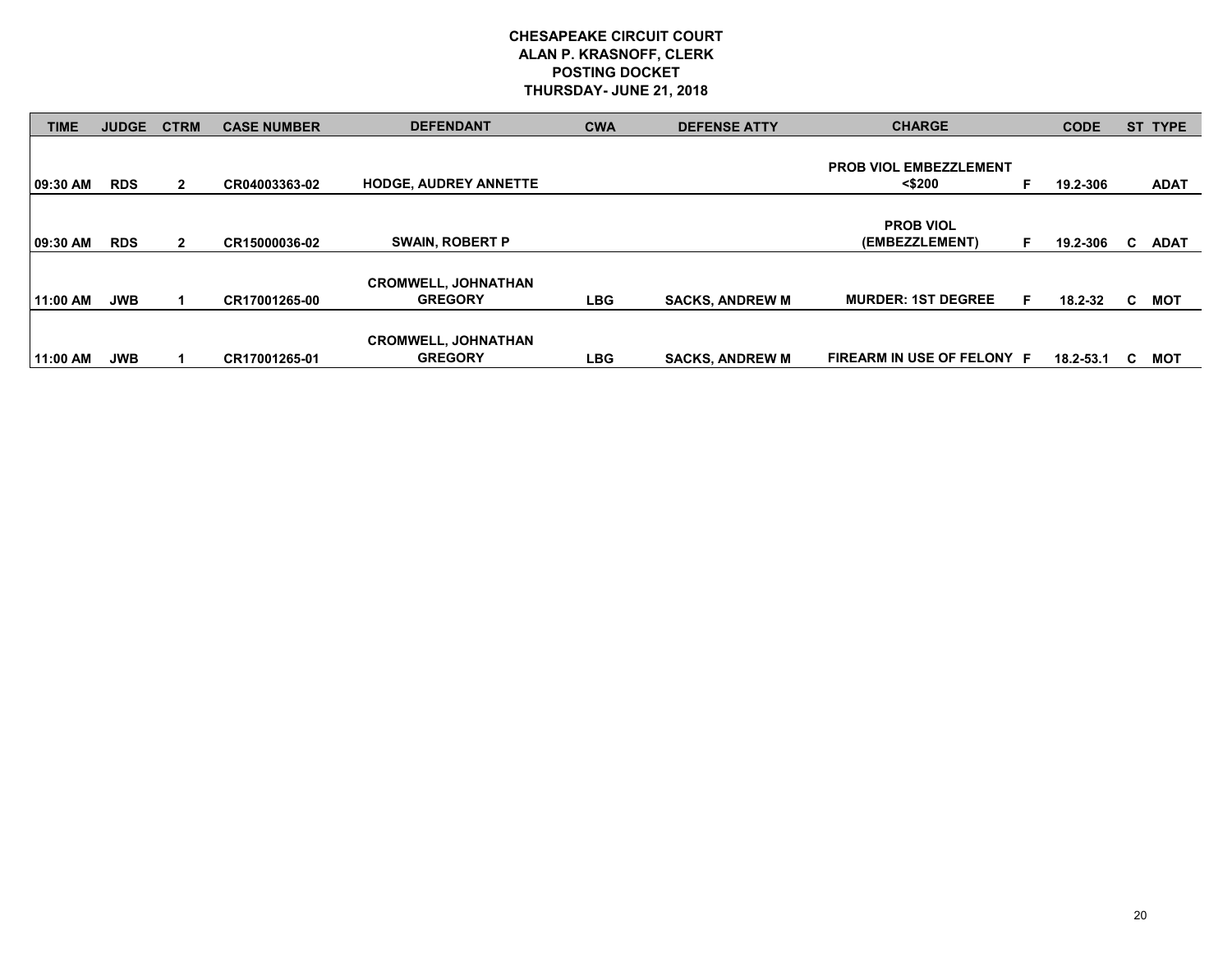**CHESAPEAKE CIRCUIT COURT**
**ALAN P. KRASNOFF, CLERK**
**POSTING DOCKET**
**THURSDAY- JUNE 21, 2018**

| TIME | JUDGE | CTRM | CASE NUMBER | DEFENDANT | CWA | DEFENSE ATTY | CHARGE | | CODE | ST | TYPE |
|---|---|---|---|---|---|---|---|---|---|---|---|
| 09:30 AM | RDS | 2 | CR04003363-02 | HODGE, AUDREY ANNETTE | | | PROB VIOL EMBEZZLEMENT <$200 | F | 19.2-306 | | ADAT |
| 09:30 AM | RDS | 2 | CR15000036-02 | SWAIN, ROBERT P | | | PROB VIOL (EMBEZZLEMENT) | F | 19.2-306 | C | ADAT |
| 11:00 AM | JWB | 1 | CR17001265-00 | CROMWELL, JOHNATHAN GREGORY | LBG | SACKS, ANDREW M | MURDER: 1ST DEGREE | F | 18.2-32 | C | MOT |
| 11:00 AM | JWB | 1 | CR17001265-01 | CROMWELL, JOHNATHAN GREGORY | LBG | SACKS, ANDREW M | FIREARM IN USE OF FELONY | F | 18.2-53.1 | C | MOT |